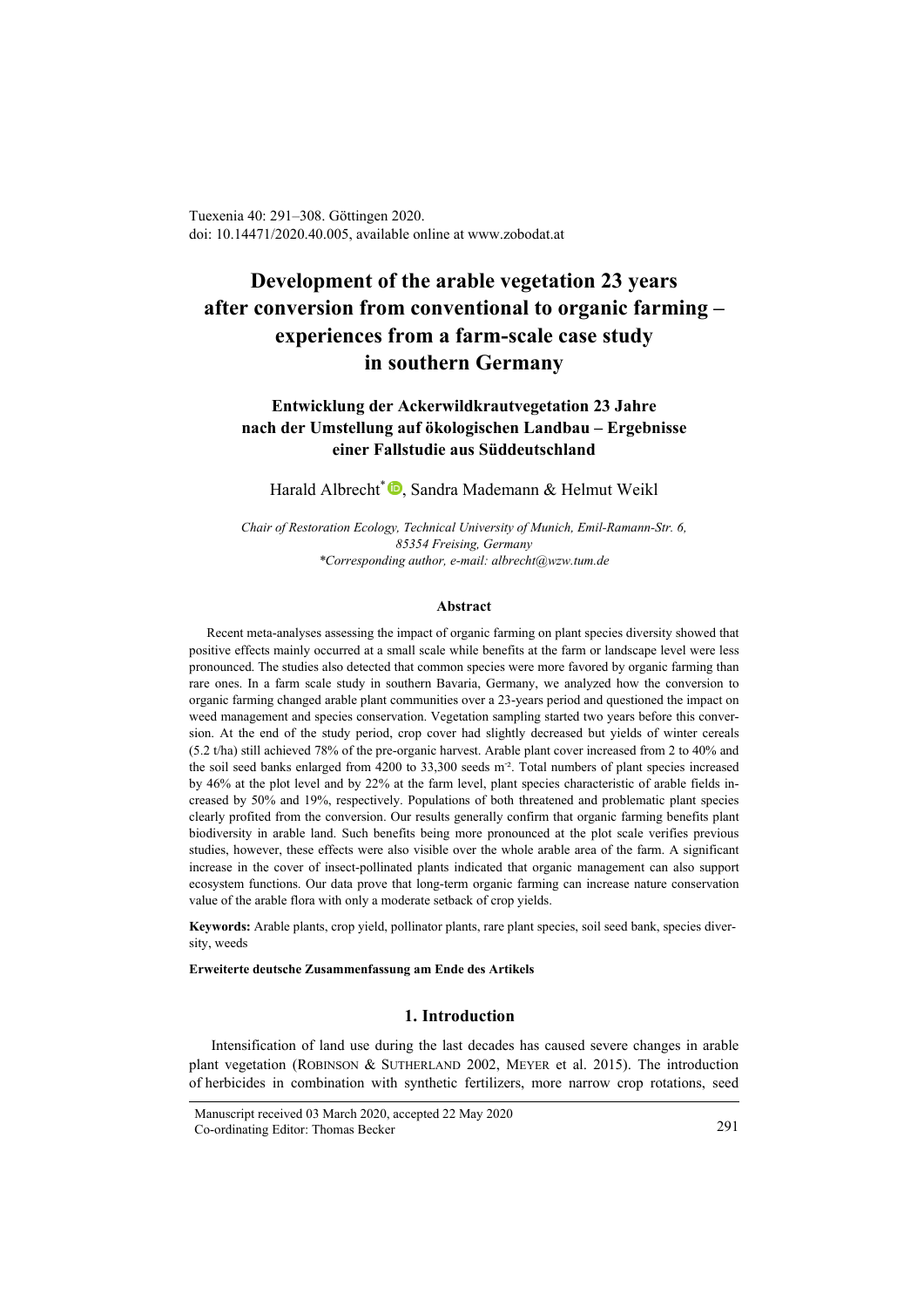Tuexenia 40: 291–308. Göttingen 2020.
doi: 10.14471/2020.40.005, available online at www.zobodat.at

# Development of the arable vegetation 23 years after conversion from conventional to organic farming – experiences from a farm-scale case study in southern Germany

## Entwicklung der Ackerwildkrautvegetation 23 Jahre nach der Umstellung auf ökologischen Landbau – Ergebnisse einer Fallstudie aus Süddeutschland

Harald Albrecht*, Sandra Mademann & Helmut Weikl

*Chair of Restoration Ecology, Technical University of Munich, Emil-Ramann-Str. 6, 85354 Freising, Germany*
*\*Corresponding author, e-mail: albrecht@wzw.tum.de*

### Abstract

Recent meta-analyses assessing the impact of organic farming on plant species diversity showed that positive effects mainly occurred at a small scale while benefits at the farm or landscape level were less pronounced. The studies also detected that common species were more favored by organic farming than rare ones. In a farm scale study in southern Bavaria, Germany, we analyzed how the conversion to organic farming changed arable plant communities over a 23-years period and questioned the impact on weed management and species conservation. Vegetation sampling started two years before this conversion. At the end of the study period, crop cover had slightly decreased but yields of winter cereals (5.2 t/ha) still achieved 78% of the pre-organic harvest. Arable plant cover increased from 2 to 40% and the soil seed banks enlarged from 4200 to 33,300 seeds m$^{-2}$. Total numbers of plant species increased by 46% at the plot level and by 22% at the farm level, plant species characteristic of arable fields increased by 50% and 19%, respectively. Populations of both threatened and problematic plant species clearly profited from the conversion. Our results generally confirm that organic farming benefits plant biodiversity in arable land. Such benefits being more pronounced at the plot scale verifies previous studies, however, these effects were also visible over the whole arable area of the farm. A significant increase in the cover of insect-pollinated plants indicated that organic management can also support ecosystem functions. Our data prove that long-term organic farming can increase nature conservation value of the arable flora with only a moderate setback of crop yields.

**Keywords:** Arable plants, crop yield, pollinator plants, rare plant species, soil seed bank, species diversity, weeds

**Erweiterte deutsche Zusammenfassung am Ende des Artikels**

## 1. Introduction

Intensification of land use during the last decades has caused severe changes in arable plant vegetation (Robinson & Sutherland 2002, Meyer et al. 2015). The introduction of herbicides in combination with synthetic fertilizers, more narrow crop rotations, seed

Manuscript received 03 March 2020, accepted 22 May 2020
Co-ordinating Editor: Thomas Becker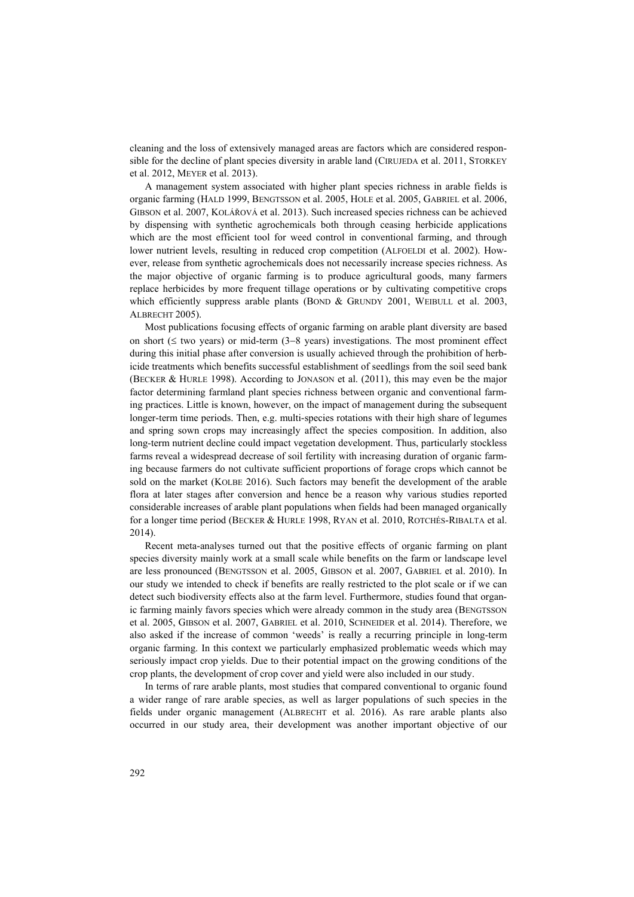cleaning and the loss of extensively managed areas are factors which are considered responsible for the decline of plant species diversity in arable land (CIRUJEDA et al. 2011, STORKEY et al. 2012, MEYER et al. 2013).

A management system associated with higher plant species richness in arable fields is organic farming (HALD 1999, BENGTSSON et al. 2005, HOLE et al. 2005, GABRIEL et al. 2006, GIBSON et al. 2007, KOLÁŘOVÁ et al. 2013). Such increased species richness can be achieved by dispensing with synthetic agrochemicals both through ceasing herbicide applications which are the most efficient tool for weed control in conventional farming, and through lower nutrient levels, resulting in reduced crop competition (ALFOELDI et al. 2002). However, release from synthetic agrochemicals does not necessarily increase species richness. As the major objective of organic farming is to produce agricultural goods, many farmers replace herbicides by more frequent tillage operations or by cultivating competitive crops which efficiently suppress arable plants (BOND & GRUNDY 2001, WEIBULL et al. 2003, ALBRECHT 2005).

Most publications focusing effects of organic farming on arable plant diversity are based on short (≤ two years) or mid-term (3−8 years) investigations. The most prominent effect during this initial phase after conversion is usually achieved through the prohibition of herbicide treatments which benefits successful establishment of seedlings from the soil seed bank (BECKER & HURLE 1998). According to JONASON et al. (2011), this may even be the major factor determining farmland plant species richness between organic and conventional farming practices. Little is known, however, on the impact of management during the subsequent longer-term time periods. Then, e.g. multi-species rotations with their high share of legumes and spring sown crops may increasingly affect the species composition. In addition, also long-term nutrient decline could impact vegetation development. Thus, particularly stockless farms reveal a widespread decrease of soil fertility with increasing duration of organic farming because farmers do not cultivate sufficient proportions of forage crops which cannot be sold on the market (KOLBE 2016). Such factors may benefit the development of the arable flora at later stages after conversion and hence be a reason why various studies reported considerable increases of arable plant populations when fields had been managed organically for a longer time period (BECKER & HURLE 1998, RYAN et al. 2010, ROTCHÉS-RIBALTA et al. 2014).

Recent meta-analyses turned out that the positive effects of organic farming on plant species diversity mainly work at a small scale while benefits on the farm or landscape level are less pronounced (BENGTSSON et al. 2005, GIBSON et al. 2007, GABRIEL et al. 2010). In our study we intended to check if benefits are really restricted to the plot scale or if we can detect such biodiversity effects also at the farm level. Furthermore, studies found that organic farming mainly favors species which were already common in the study area (BENGTSSON et al. 2005, GIBSON et al. 2007, GABRIEL et al. 2010, SCHNEIDER et al. 2014). Therefore, we also asked if the increase of common 'weeds' is really a recurring principle in long-term organic farming. In this context we particularly emphasized problematic weeds which may seriously impact crop yields. Due to their potential impact on the growing conditions of the crop plants, the development of crop cover and yield were also included in our study.

In terms of rare arable plants, most studies that compared conventional to organic found a wider range of rare arable species, as well as larger populations of such species in the fields under organic management (ALBRECHT et al. 2016). As rare arable plants also occurred in our study area, their development was another important objective of our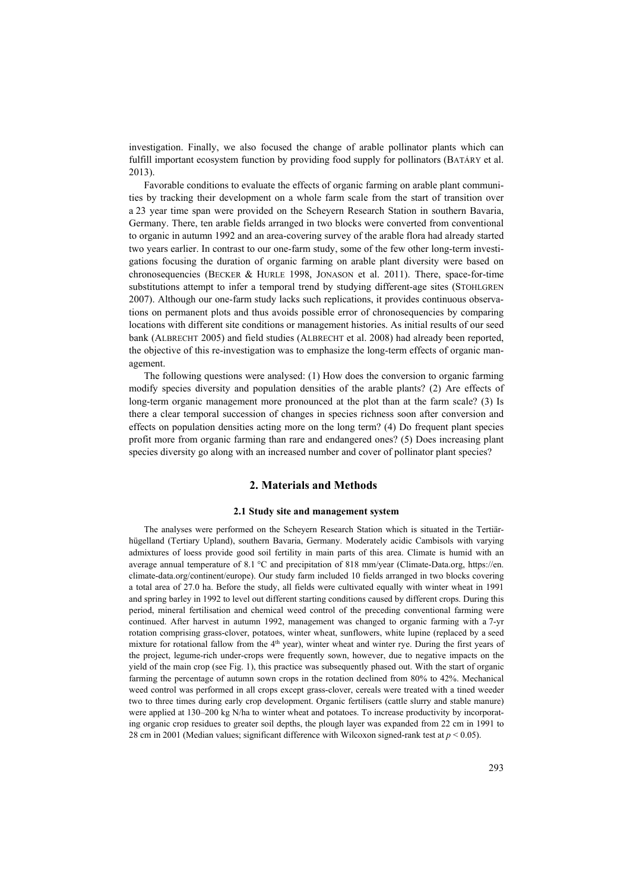investigation. Finally, we also focused the change of arable pollinator plants which can fulfill important ecosystem function by providing food supply for pollinators (BATÁRY et al. 2013).

Favorable conditions to evaluate the effects of organic farming on arable plant communities by tracking their development on a whole farm scale from the start of transition over a 23 year time span were provided on the Scheyern Research Station in southern Bavaria, Germany. There, ten arable fields arranged in two blocks were converted from conventional to organic in autumn 1992 and an area-covering survey of the arable flora had already started two years earlier. In contrast to our one-farm study, some of the few other long-term investigations focusing the duration of organic farming on arable plant diversity were based on chronosequencies (BECKER & HURLE 1998, JONASON et al. 2011). There, space-for-time substitutions attempt to infer a temporal trend by studying different-age sites (STOHLGREN 2007). Although our one-farm study lacks such replications, it provides continuous observations on permanent plots and thus avoids possible error of chronosequencies by comparing locations with different site conditions or management histories. As initial results of our seed bank (ALBRECHT 2005) and field studies (ALBRECHT et al. 2008) had already been reported, the objective of this re-investigation was to emphasize the long-term effects of organic management.

The following questions were analysed: (1) How does the conversion to organic farming modify species diversity and population densities of the arable plants? (2) Are effects of long-term organic management more pronounced at the plot than at the farm scale? (3) Is there a clear temporal succession of changes in species richness soon after conversion and effects on population densities acting more on the long term? (4) Do frequent plant species profit more from organic farming than rare and endangered ones? (5) Does increasing plant species diversity go along with an increased number and cover of pollinator plant species?

## 2. Materials and Methods

### 2.1 Study site and management system

The analyses were performed on the Scheyern Research Station which is situated in the Tertiärhügelland (Tertiary Upland), southern Bavaria, Germany. Moderately acidic Cambisols with varying admixtures of loess provide good soil fertility in main parts of this area. Climate is humid with an average annual temperature of 8.1 °C and precipitation of 818 mm/year (Climate-Data.org, https://en.climate-data.org/continent/europe). Our study farm included 10 fields arranged in two blocks covering a total area of 27.0 ha. Before the study, all fields were cultivated equally with winter wheat in 1991 and spring barley in 1992 to level out different starting conditions caused by different crops. During this period, mineral fertilisation and chemical weed control of the preceding conventional farming were continued. After harvest in autumn 1992, management was changed to organic farming with a 7-yr rotation comprising grass-clover, potatoes, winter wheat, sunflowers, white lupine (replaced by a seed mixture for rotational fallow from the 4th year), winter wheat and winter rye. During the first years of the project, legume-rich under-crops were frequently sown, however, due to negative impacts on the yield of the main crop (see Fig. 1), this practice was subsequently phased out. With the start of organic farming the percentage of autumn sown crops in the rotation declined from 80% to 42%. Mechanical weed control was performed in all crops except grass-clover, cereals were treated with a tined weeder two to three times during early crop development. Organic fertilisers (cattle slurry and stable manure) were applied at 130–200 kg N/ha to winter wheat and potatoes. To increase productivity by incorporating organic crop residues to greater soil depths, the plough layer was expanded from 22 cm in 1991 to 28 cm in 2001 (Median values; significant difference with Wilcoxon signed-rank test at $p < 0.05$).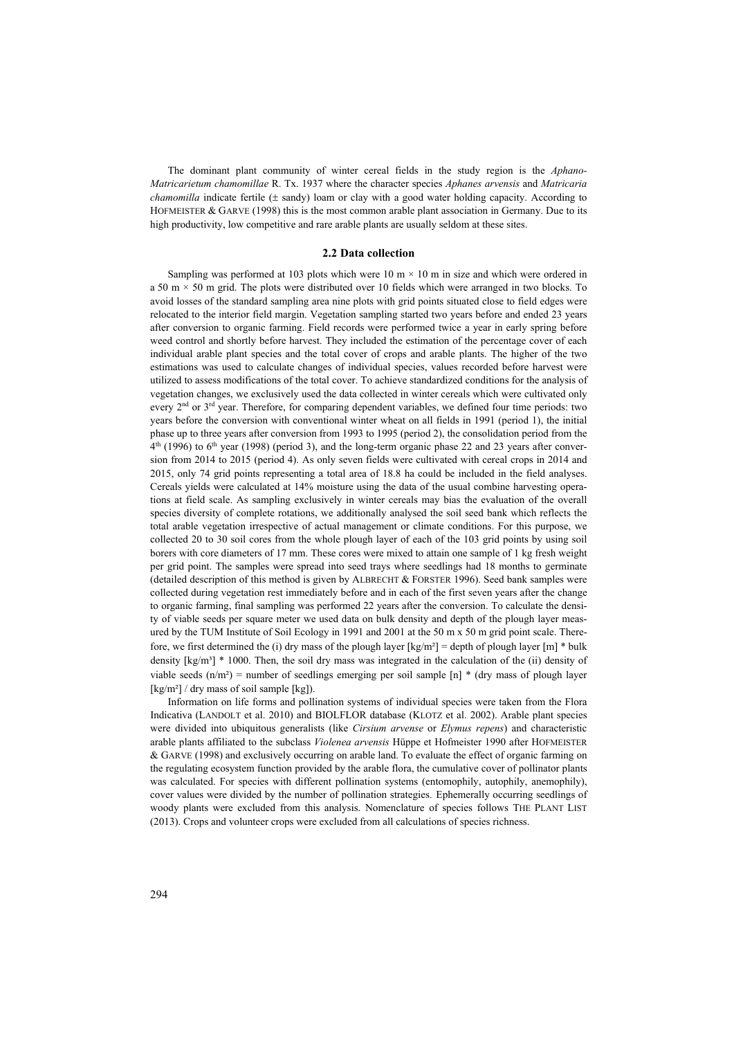The dominant plant community of winter cereal fields in the study region is the *Aphano-Matricarietum chamomillae* R. Tx. 1937 where the character species *Aphanes arvensis* and *Matricaria chamomilla* indicate fertile (± sandy) loam or clay with a good water holding capacity. According to HOFMEISTER & GARVE (1998) this is the most common arable plant association in Germany. Due to its high productivity, low competitive and rare arable plants are usually seldom at these sites.

## 2.2 Data collection

Sampling was performed at 103 plots which were 10 m × 10 m in size and which were ordered in a 50 m × 50 m grid. The plots were distributed over 10 fields which were arranged in two blocks. To avoid losses of the standard sampling area nine plots with grid points situated close to field edges were relocated to the interior field margin. Vegetation sampling started two years before and ended 23 years after conversion to organic farming. Field records were performed twice a year in early spring before weed control and shortly before harvest. They included the estimation of the percentage cover of each individual arable plant species and the total cover of crops and arable plants. The higher of the two estimations was used to calculate changes of individual species, values recorded before harvest were utilized to assess modifications of the total cover. To achieve standardized conditions for the analysis of vegetation changes, we exclusively used the data collected in winter cereals which were cultivated only every 2[nd] or 3[rd] year. Therefore, for comparing dependent variables, we defined four time periods: two years before the conversion with conventional winter wheat on all fields in 1991 (period 1), the initial phase up to three years after conversion from 1993 to 1995 (period 2), the consolidation period from the 4[th] (1996) to 6[th] year (1998) (period 3), and the long-term organic phase 22 and 23 years after conversion from 2014 to 2015 (period 4). As only seven fields were cultivated with cereal crops in 2014 and 2015, only 74 grid points representing a total area of 18.8 ha could be included in the field analyses. Cereals yields were calculated at 14% moisture using the data of the usual combine harvesting operations at field scale. As sampling exclusively in winter cereals may bias the evaluation of the overall species diversity of complete rotations, we additionally analysed the soil seed bank which reflects the total arable vegetation irrespective of actual management or climate conditions. For this purpose, we collected 20 to 30 soil cores from the whole plough layer of each of the 103 grid points by using soil borers with core diameters of 17 mm. These cores were mixed to attain one sample of 1 kg fresh weight per grid point. The samples were spread into seed trays where seedlings had 18 months to germinate (detailed description of this method is given by ALBRECHT & FORSTER 1996). Seed bank samples were collected during vegetation rest immediately before and in each of the first seven years after the change to organic farming, final sampling was performed 22 years after the conversion. To calculate the density of viable seeds per square meter we used data on bulk density and depth of the plough layer measured by the TUM Institute of Soil Ecology in 1991 and 2001 at the 50 m x 50 m grid point scale. Therefore, we first determined the (i) dry mass of the plough layer [kg/m²] = depth of plough layer [m] * bulk density [kg/m³] * 1000. Then, the soil dry mass was integrated in the calculation of the (ii) density of viable seeds (n/m²) = number of seedlings emerging per soil sample [n] * (dry mass of plough layer [kg/m²] / dry mass of soil sample [kg]).

Information on life forms and pollination systems of individual species were taken from the Flora Indicativa (LANDOLT et al. 2010) and BIOLFLOR database (KLOTZ et al. 2002). Arable plant species were divided into ubiquitous generalists (like *Cirsium arvense* or *Elymus repens*) and characteristic arable plants affiliated to the subclass *Violenea arvensis* Hüppe et Hofmeister 1990 after HOFMEISTER & GARVE (1998) and exclusively occurring on arable land. To evaluate the effect of organic farming on the regulating ecosystem function provided by the arable flora, the cumulative cover of pollinator plants was calculated. For species with different pollination systems (entomophily, autophily, anemophily), cover values were divided by the number of pollination strategies. Ephemerally occurring seedlings of woody plants were excluded from this analysis. Nomenclature of species follows THE PLANT LIST (2013). Crops and volunteer crops were excluded from all calculations of species richness.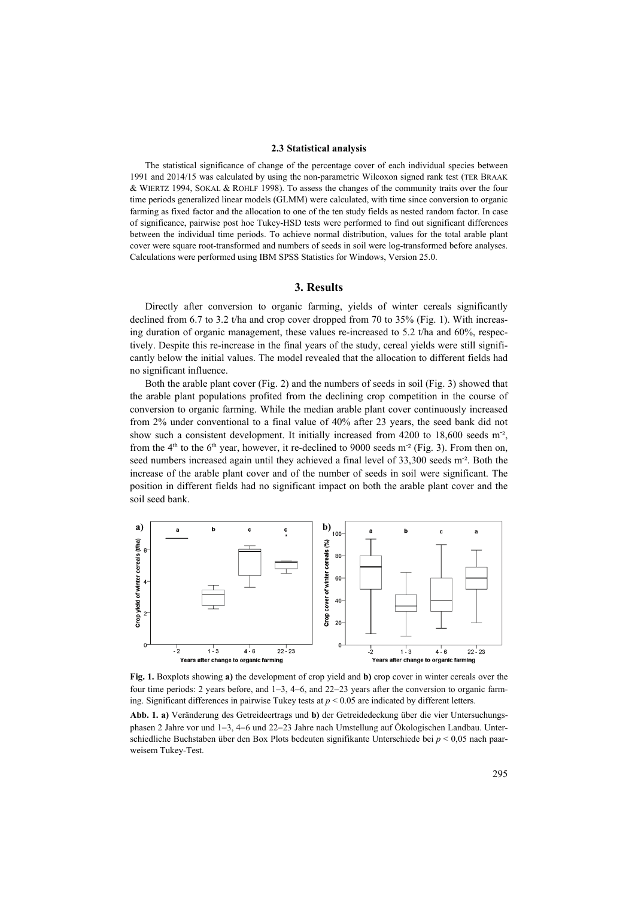### 2.3 Statistical analysis

The statistical significance of change of the percentage cover of each individual species between 1991 and 2014/15 was calculated by using the non-parametric Wilcoxon signed rank test (TER BRAAK & WIERTZ 1994, SOKAL & ROHLF 1998). To assess the changes of the community traits over the four time periods generalized linear models (GLMM) were calculated, with time since conversion to organic farming as fixed factor and the allocation to one of the ten study fields as nested random factor. In case of significance, pairwise post hoc Tukey-HSD tests were performed to find out significant differences between the individual time periods. To achieve normal distribution, values for the total arable plant cover were square root-transformed and numbers of seeds in soil were log-transformed before analyses. Calculations were performed using IBM SPSS Statistics for Windows, Version 25.0.

## 3. Results

Directly after conversion to organic farming, yields of winter cereals significantly declined from 6.7 to 3.2 t/ha and crop cover dropped from 70 to 35% (Fig. 1). With increasing duration of organic management, these values re-increased to 5.2 t/ha and 60%, respectively. Despite this re-increase in the final years of the study, cereal yields were still significantly below the initial values. The model revealed that the allocation to different fields had no significant influence.

Both the arable plant cover (Fig. 2) and the numbers of seeds in soil (Fig. 3) showed that the arable plant populations profited from the declining crop competition in the course of conversion to organic farming. While the median arable plant cover continuously increased from 2% under conventional to a final value of 40% after 23 years, the seed bank did not show such a consistent development. It initially increased from 4200 to 18,600 seeds m$^{-2}$, from the 4$^{th}$ to the 6$^{th}$ year, however, it re-declined to 9000 seeds m$^{-2}$ (Fig. 3). From then on, seed numbers increased again until they achieved a final level of 33,300 seeds m$^{-2}$. Both the increase of the arable plant cover and of the number of seeds in soil were significant. The position in different fields had no significant impact on both the arable plant cover and the soil seed bank.

**Fig. 1.** Boxplots showing **a)** the development of crop yield and **b)** crop cover in winter cereals over the four time periods: 2 years before, and 1–3, 4–6, and 22–23 years after the conversion to organic farming. Significant differences in pairwise Tukey tests at $p < 0.05$ are indicated by different letters.

**Abb. 1. a)** Veränderung des Getreideertrags und **b)** der Getreidedeckung über die vier Untersuchungsphasen 2 Jahre vor und 1–3, 4–6 und 22–23 Jahre nach Umstellung auf Ökologischen Landbau. Unterschiedliche Buchstaben über den Box Plots bedeuten signifikante Unterschiede bei $p < 0,05$ nach paarweisem Tukey-Test.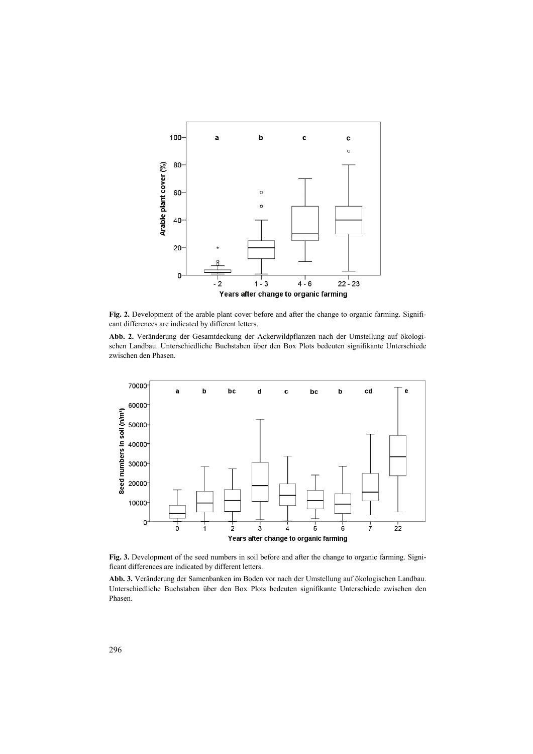**Fig. 2.** Development of the arable plant cover before and after the change to organic farming. Significant differences are indicated by different letters.

**Abb. 2.** Veränderung der Gesamtdeckung der Ackerwildpflanzen nach der Umstellung auf ökologischen Landbau. Unterschiedliche Buchstaben über den Box Plots bedeuten signifikante Unterschiede zwischen den Phasen.

**Fig. 3.** Development of the seed numbers in soil before and after the change to organic farming. Significant differences are indicated by different letters.

**Abb. 3.** Veränderung der Samenbanken im Boden vor nach der Umstellung auf ökologischen Landbau. Unterschiedliche Buchstaben über den Box Plots bedeuten signifikante Unterschiede zwischen den Phasen.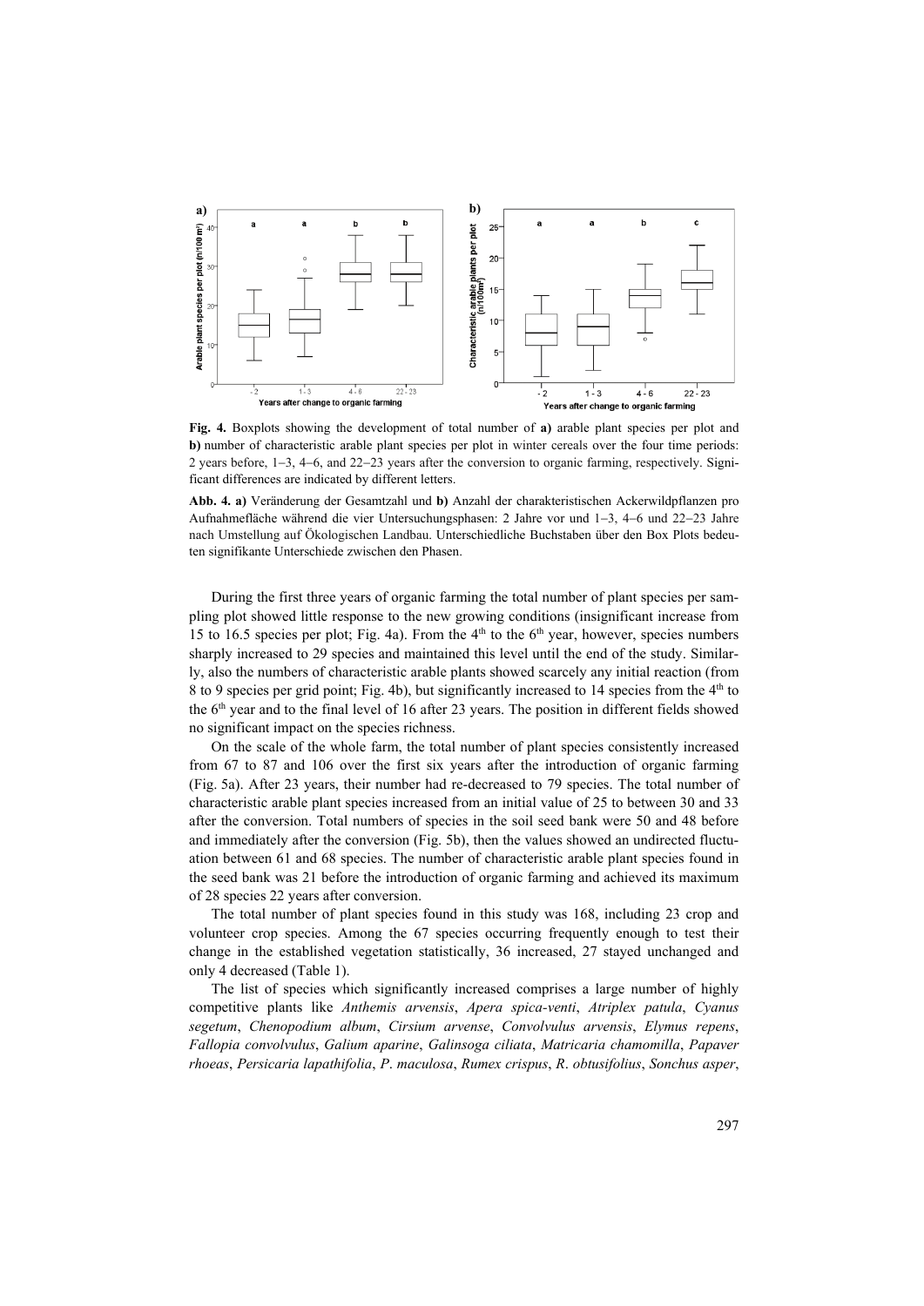**Fig. 4.** Boxplots showing the development of total number of **a)** arable plant species per plot and **b)** number of characteristic arable plant species per plot in winter cereals over the four time periods: 2 years before, 1–3, 4–6, and 22–23 years after the conversion to organic farming, respectively. Significant differences are indicated by different letters.

**Abb. 4. a)** Veränderung der Gesamtzahl und **b)** Anzahl der charakteristischen Ackerwildpflanzen pro Aufnahmefläche während die vier Untersuchungsphasen: 2 Jahre vor und 1–3, 4–6 und 22–23 Jahre nach Umstellung auf Ökologischen Landbau. Unterschiedliche Buchstaben über den Box Plots bedeuten signifikante Unterschiede zwischen den Phasen.

During the first three years of organic farming the total number of plant species per sampling plot showed little response to the new growing conditions (insignificant increase from 15 to 16.5 species per plot; Fig. 4a). From the 4th to the 6th year, however, species numbers sharply increased to 29 species and maintained this level until the end of the study. Similarly, also the numbers of characteristic arable plants showed scarcely any initial reaction (from 8 to 9 species per grid point; Fig. 4b), but significantly increased to 14 species from the 4th to the 6th year and to the final level of 16 after 23 years. The position in different fields showed no significant impact on the species richness.

On the scale of the whole farm, the total number of plant species consistently increased from 67 to 87 and 106 over the first six years after the introduction of organic farming (Fig. 5a). After 23 years, their number had re-decreased to 79 species. The total number of characteristic arable plant species increased from an initial value of 25 to between 30 and 33 after the conversion. Total numbers of species in the soil seed bank were 50 and 48 before and immediately after the conversion (Fig. 5b), then the values showed an undirected fluctuation between 61 and 68 species. The number of characteristic arable plant species found in the seed bank was 21 before the introduction of organic farming and achieved its maximum of 28 species 22 years after conversion.

The total number of plant species found in this study was 168, including 23 crop and volunteer crop species. Among the 67 species occurring frequently enough to test their change in the established vegetation statistically, 36 increased, 27 stayed unchanged and only 4 decreased (Table 1).

The list of species which significantly increased comprises a large number of highly competitive plants like *Anthemis arvensis*, *Apera spica-venti*, *Atriplex patula*, *Cyanus segetum*, *Chenopodium album*, *Cirsium arvense*, *Convolvulus arvensis*, *Elymus repens*, *Fallopia convolvulus*, *Galium aparine*, *Galinsoga ciliata*, *Matricaria chamomilla*, *Papaver rhoeas*, *Persicaria lapathifolia*, *P. maculosa*, *Rumex crispus*, *R. obtusifolius*, *Sonchus asper*,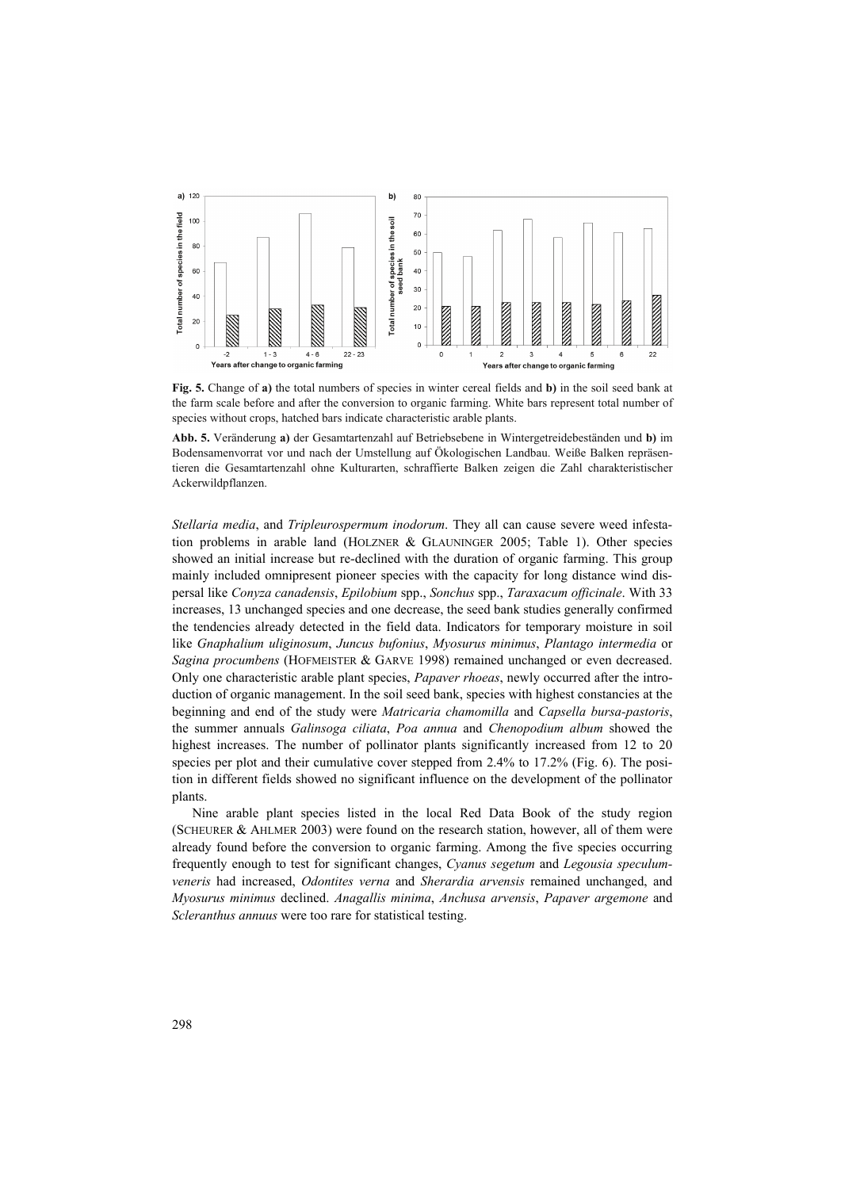**Fig. 5.** Change of **a)** the total numbers of species in winter cereal fields and **b)** in the soil seed bank at the farm scale before and after the conversion to organic farming. White bars represent total number of species without crops, hatched bars indicate characteristic arable plants.

**Abb. 5.** Veränderung **a)** der Gesamtartenzahl auf Betriebsebene in Wintergetreidebeständen und **b)** im Bodensamenvorrat vor und nach der Umstellung auf Ökologischen Landbau. Weiße Balken repräsentieren die Gesamtartenzahl ohne Kulturarten, schraffierte Balken zeigen die Zahl charakteristischer Ackerwildpflanzen.

*Stellaria media*, and *Tripleurospermum inodorum*. They all can cause severe weed infestation problems in arable land (HOLZNER & GLAUNINGER 2005; Table 1). Other species showed an initial increase but re-declined with the duration of organic farming. This group mainly included omnipresent pioneer species with the capacity for long distance wind dispersal like *Conyza canadensis*, *Epilobium* spp., *Sonchus* spp., *Taraxacum officinale*. With 33 increases, 13 unchanged species and one decrease, the seed bank studies generally confirmed the tendencies already detected in the field data. Indicators for temporary moisture in soil like *Gnaphalium uliginosum*, *Juncus bufonius*, *Myosurus minimus*, *Plantago intermedia* or *Sagina procumbens* (HOFMEISTER & GARVE 1998) remained unchanged or even decreased. Only one characteristic arable plant species, *Papaver rhoeas*, newly occurred after the introduction of organic management. In the soil seed bank, species with highest constancies at the beginning and end of the study were *Matricaria chamomilla* and *Capsella bursa-pastoris*, the summer annuals *Galinsoga ciliata*, *Poa annua* and *Chenopodium album* showed the highest increases. The number of pollinator plants significantly increased from 12 to 20 species per plot and their cumulative cover stepped from 2.4% to 17.2% (Fig. 6). The position in different fields showed no significant influence on the development of the pollinator plants.

Nine arable plant species listed in the local Red Data Book of the study region (SCHEURER & AHLMER 2003) were found on the research station, however, all of them were already found before the conversion to organic farming. Among the five species occurring frequently enough to test for significant changes, *Cyanus segetum* and *Legousia speculum-veneris* had increased, *Odontites verna* and *Sherardia arvensis* remained unchanged, and *Myosurus minimus* declined. *Anagallis minima*, *Anchusa arvensis*, *Papaver argemone* and *Scleranthus annuus* were too rare for statistical testing.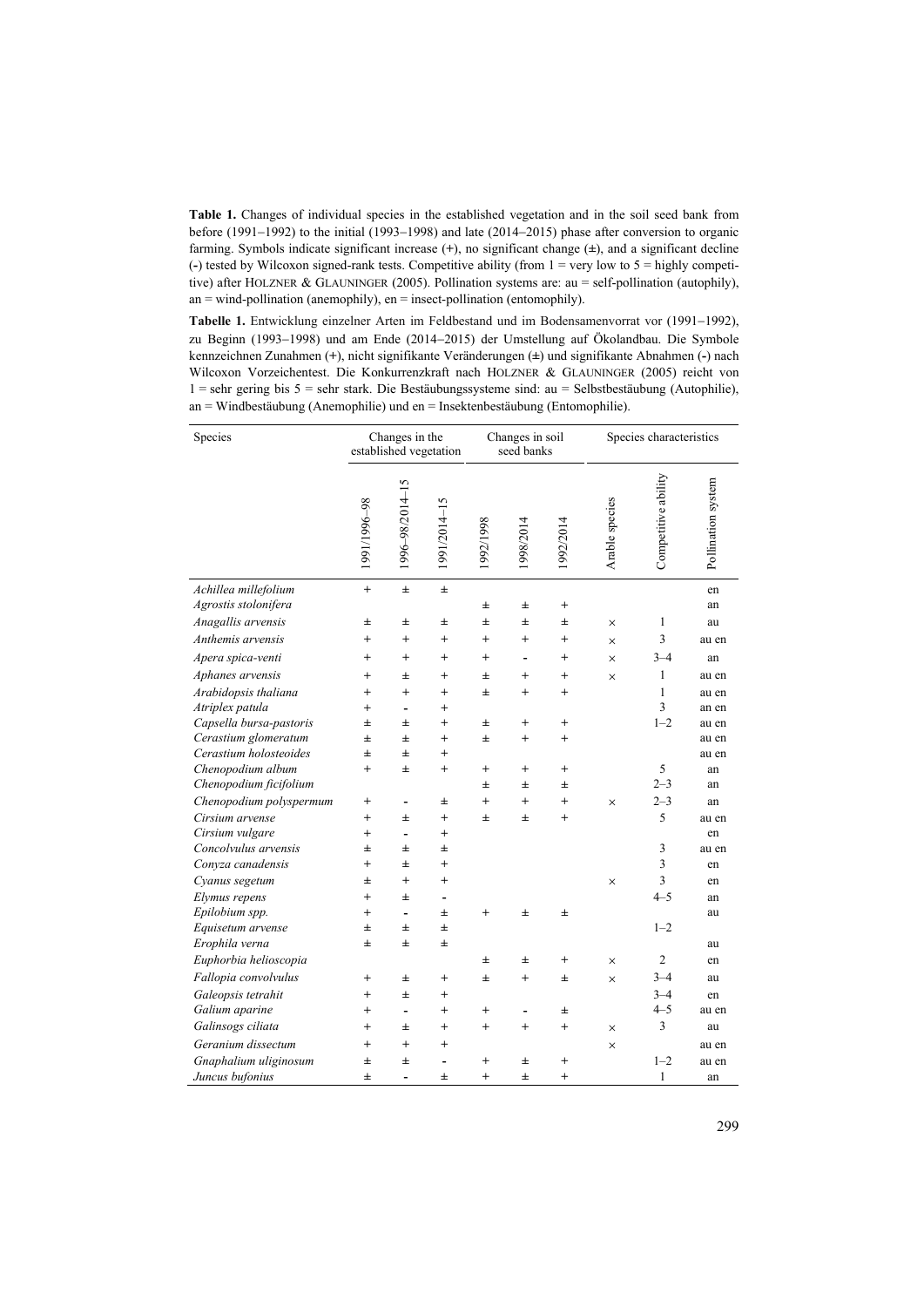**Table 1.** Changes of individual species in the established vegetation and in the soil seed bank from before (1991–1992) to the initial (1993–1998) and late (2014–2015) phase after conversion to organic farming. Symbols indicate significant increase (+), no significant change (±), and a significant decline (-) tested by Wilcoxon signed-rank tests. Competitive ability (from 1 = very low to 5 = highly competitive) after HOLZNER & GLAUNINGER (2005). Pollination systems are: au = self-pollination (autophily), an = wind-pollination (anemophily), en = insect-pollination (entomophily).

**Tabelle 1.** Entwicklung einzelner Arten im Feldbestand und im Bodensamenvorrat vor (1991–1992), zu Beginn (1993–1998) und am Ende (2014–2015) der Umstellung auf Ökolandbau. Die Symbole kennzeichnen Zunahmen (+), nicht signifikante Veränderungen (±) und signifikante Abnahmen (-) nach Wilcoxon Vorzeichentest. Die Konkurrenzkraft nach HOLZNER & GLAUNINGER (2005) reicht von 1 = sehr gering bis 5 = sehr stark. Die Bestäubungssysteme sind: au = Selbstbestäubung (Autophilie), an = Windbestäubung (Anemophilie) und en = Insektenbestäubung (Entomophilie).

| Species | Changes in the established vegetation | | | Changes in soil seed banks | | | Species characteristics | | |
|---|---|---|---|---|---|---|---|---|---|
| | 1991/1996–98 | 1996–98/2014–15 | 1991/2014–15 | 1992/1998 | 1998/2014 | 1992/2014 | Arable species | Competitive ability | Pollination system |
| *Achillea millefolium* | + | ± | ± | | | | | | en |
| *Agrostis stolonifera* | | | | ± | ± | + | | | an |
| *Anagallis arvensis* | ± | ± | ± | ± | ± | ± | × | 1 | au |
| *Anthemis arvensis* | + | + | + | + | + | + | × | 3 | au en |
| *Apera spica-venti* | + | + | + | + | - | + | × | 3–4 | an |
| *Aphanes arvensis* | + | ± | + | ± | + | + | × | 1 | au en |
| *Arabidopsis thaliana* | + | + | + | ± | + | + | | 1 | au en |
| *Atriplex patula* | + | - | + | | | | | 3 | an en |
| *Capsella bursa-pastoris* | ± | ± | + | ± | + | + | | 1–2 | au en |
| *Cerastium glomeratum* | ± | ± | + | ± | + | + | | | au en |
| *Cerastium holosteoides* | ± | ± | + | | | | | | au en |
| *Chenopodium album* | + | ± | + | + | + | + | | 5 | an |
| *Chenopodium ficifolium* | | | | ± | ± | ± | | 2–3 | an |
| *Chenopodium polyspermum* | + | - | ± | + | + | + | × | 2–3 | an |
| *Cirsium arvense* | + | ± | + | ± | ± | + | | 5 | au en |
| *Cirsium vulgare* | + | - | + | | | | | | en |
| *Concolvulus arvensis* | ± | ± | ± | | | | | 3 | au en |
| *Conyza canadensis* | + | ± | + | | | | | 3 | en |
| *Cyanus segetum* | ± | + | + | | | | × | 3 | en |
| *Elymus repens* | + | ± | - | | | | | 4–5 | an |
| *Epilobium spp.* | + | - | ± | + | ± | ± | | | au |
| *Equisetum arvense* | ± | ± | ± | | | | | 1–2 | |
| *Erophila verna* | ± | ± | ± | | | | | | au |
| *Euphorbia helioscopia* | | | | ± | ± | + | × | 2 | en |
| *Fallopia convolvulus* | + | ± | + | ± | + | ± | × | 3–4 | au |
| *Galeopsis tetrahit* | + | ± | + | | | | | 3–4 | en |
| *Galium aparine* | + | - | + | + | - | ± | | 4–5 | au en |
| *Galinsogs ciliata* | + | ± | + | + | + | + | × | 3 | au |
| *Geranium dissectum* | + | + | + | | | | × | | au en |
| *Gnaphalium uliginosum* | ± | ± | - | + | ± | + | | 1–2 | au en |
| *Juncus bufonius* | ± | - | ± | + | ± | + | | 1 | an |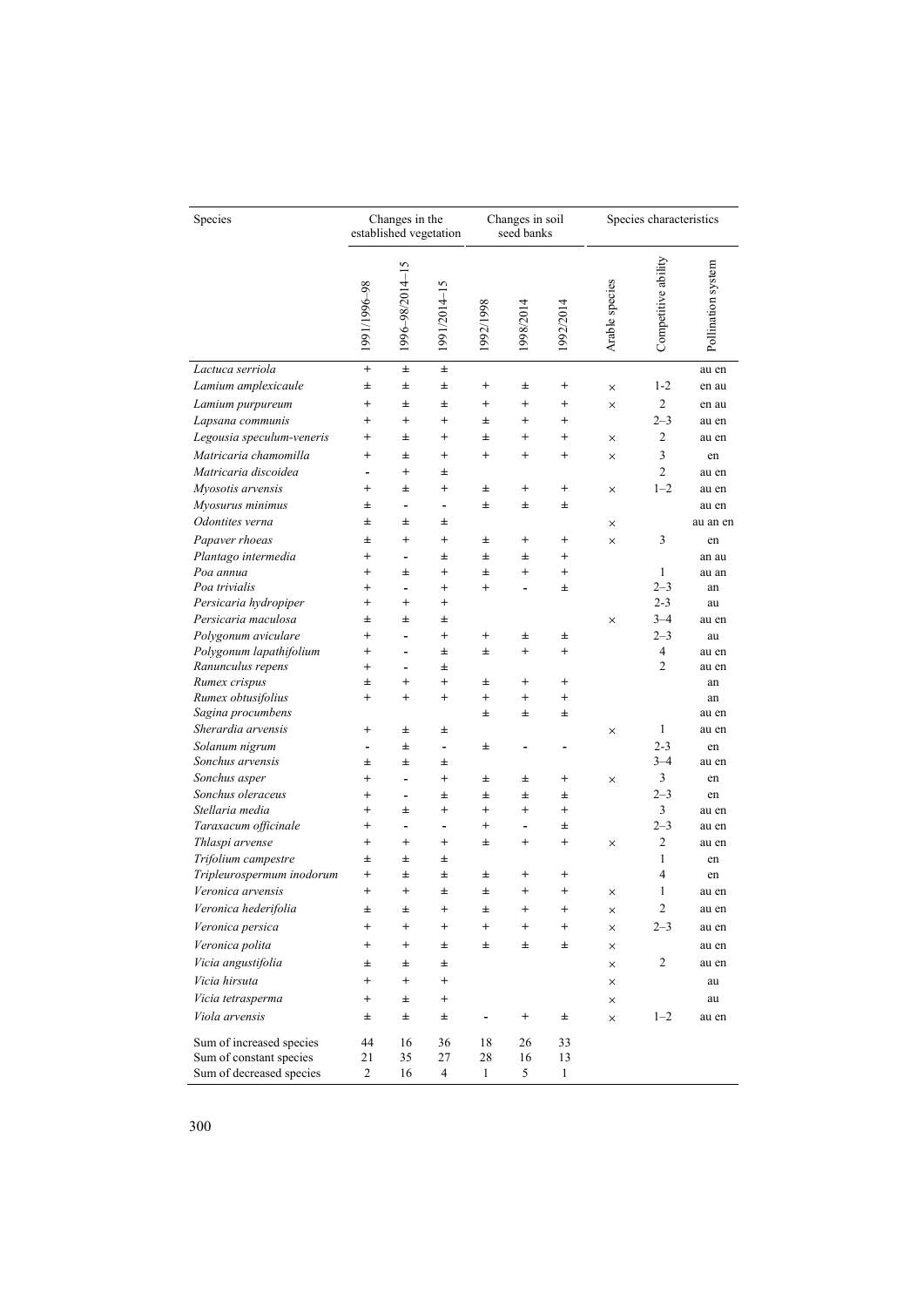| Species | Changes in the established vegetation | | | Changes in soil seed banks | | | Species characteristics | | |
|---|---|---|---|---|---|---|---|---|---|
| | 1991/1996–98 | 1996–98/2014–15 | 1991/2014–15 | 1992/1998 | 1998/2014 | 1992/2014 | Arable species | Competitive ability | Pollination system |
| *Lactuca serriola* | + | ± | ± | | | | | | au en |
| *Lamium amplexicaule* | ± | ± | ± | + | ± | + | × | 1-2 | en au |
| *Lamium purpureum* | + | ± | ± | + | + | + | × | 2 | en au |
| *Lapsana communis* | + | + | + | ± | + | + | | 2–3 | au en |
| *Legousia speculum-veneris* | + | ± | + | ± | + | + | × | 2 | au en |
| *Matricaria chamomilla* | + | ± | + | + | + | + | × | 3 | en |
| *Matricaria discoidea* | - | + | ± | | | | | 2 | au en |
| *Myosotis arvensis* | + | ± | + | ± | + | + | × | 1–2 | au en |
| *Myosurus minimus* | ± | - | - | ± | ± | ± | | | au en |
| *Odontites verna* | ± | ± | ± | | | | × | | au an en |
| *Papaver rhoeas* | ± | + | + | ± | + | + | × | 3 | en |
| *Plantago intermedia* | + | - | ± | ± | ± | + | | | an au |
| *Poa annua* | + | ± | + | ± | + | + | | 1 | au an |
| *Poa trivialis* | + | - | + | + | - | ± | | 2–3 | an |
| *Persicaria hydropiper* | + | + | + | | | | | 2-3 | au |
| *Persicaria maculosa* | ± | ± | ± | | | | × | 3–4 | au en |
| *Polygonum aviculare* | + | - | + | + | ± | ± | | 2–3 | au |
| *Polygonum lapathifolium* | + | - | ± | ± | + | + | | 4 | au en |
| *Ranunculus repens* | + | - | ± | | | | | 2 | au en |
| *Rumex crispus* | ± | + | + | ± | + | + | | | an |
| *Rumex obtusifolius* | + | + | + | + | + | + | | | an |
| *Sagina procumbens* | | | | ± | ± | ± | | | au en |
| *Sherardia arvensis* | + | ± | ± | | | | × | 1 | au en |
| *Solanum nigrum* | - | ± | - | ± | - | - | | 2-3 | en |
| *Sonchus arvensis* | ± | ± | ± | | | | | 3–4 | au en |
| *Sonchus asper* | + | - | + | ± | ± | + | × | 3 | en |
| *Sonchus oleraceus* | + | - | ± | ± | ± | ± | | 2–3 | en |
| *Stellaria media* | + | ± | + | + | + | + | | 3 | au en |
| *Taraxacum officinale* | + | - | - | + | - | ± | | 2–3 | au en |
| *Thlaspi arvense* | + | + | + | ± | + | + | × | 2 | au en |
| *Trifolium campestre* | ± | ± | ± | | | | | 1 | en |
| *Tripleurospermum inodorum* | + | ± | ± | ± | + | + | | 4 | en |
| *Veronica arvensis* | + | + | ± | ± | + | + | × | 1 | au en |
| *Veronica hederifolia* | ± | ± | + | ± | + | + | × | 2 | au en |
| *Veronica persica* | + | + | + | + | + | + | × | 2–3 | au en |
| *Veronica polita* | + | + | ± | ± | ± | ± | × | | au en |
| *Vicia angustifolia* | ± | ± | ± | | | | × | 2 | au en |
| *Vicia hirsuta* | + | + | + | | | | × | | au |
| *Vicia tetrasperma* | + | ± | + | | | | × | | au |
| *Viola arvensis* | ± | ± | ± | - | + | ± | × | 1–2 | au en |
| Sum of increased species | 44 | 16 | 36 | 18 | 26 | 33 | | | |
| Sum of constant species | 21 | 35 | 27 | 28 | 16 | 13 | | | |
| Sum of decreased species | 2 | 16 | 4 | 1 | 5 | 1 | | | |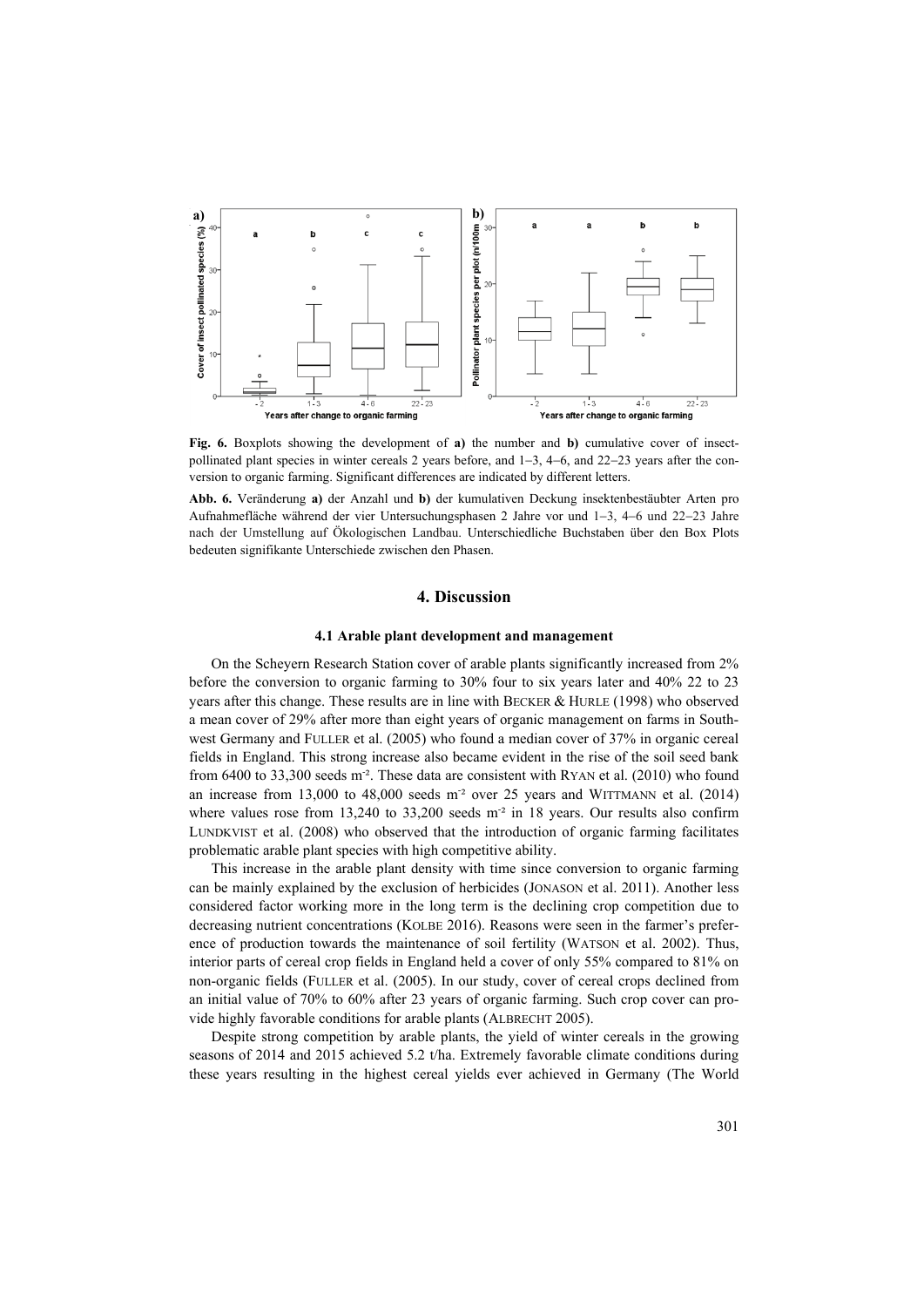**Fig. 6.** Boxplots showing the development of **a)** the number and **b)** cumulative cover of insect-pollinated plant species in winter cereals 2 years before, and 1–3, 4–6, and 22–23 years after the conversion to organic farming. Significant differences are indicated by different letters.

**Abb. 6.** Veränderung **a)** der Anzahl und **b)** der kumulativen Deckung insektenbestäubter Arten pro Aufnahmefläche während der vier Untersuchungsphasen 2 Jahre vor und 1–3, 4–6 und 22–23 Jahre nach der Umstellung auf Ökologischen Landbau. Unterschiedliche Buchstaben über den Box Plots bedeuten signifikante Unterschiede zwischen den Phasen.

## 4. Discussion

### 4.1 Arable plant development and management

On the Scheyern Research Station cover of arable plants significantly increased from 2% before the conversion to organic farming to 30% four to six years later and 40% 22 to 23 years after this change. These results are in line with BECKER & HURLE (1998) who observed a mean cover of 29% after more than eight years of organic management on farms in Southwest Germany and FULLER et al. (2005) who found a median cover of 37% in organic cereal fields in England. This strong increase also became evident in the rise of the soil seed bank from 6400 to 33,300 seeds $m^{-2}$. These data are consistent with RYAN et al. (2010) who found an increase from 13,000 to 48,000 seeds $m^{-2}$ over 25 years and WITTMANN et al. (2014) where values rose from 13,240 to 33,200 seeds $m^{-2}$ in 18 years. Our results also confirm LUNDKVIST et al. (2008) who observed that the introduction of organic farming facilitates problematic arable plant species with high competitive ability.

This increase in the arable plant density with time since conversion to organic farming can be mainly explained by the exclusion of herbicides (JONASON et al. 2011). Another less considered factor working more in the long term is the declining crop competition due to decreasing nutrient concentrations (KOLBE 2016). Reasons were seen in the farmer's preference of production towards the maintenance of soil fertility (WATSON et al. 2002). Thus, interior parts of cereal crop fields in England held a cover of only 55% compared to 81% on non-organic fields (FULLER et al. (2005). In our study, cover of cereal crops declined from an initial value of 70% to 60% after 23 years of organic farming. Such crop cover can provide highly favorable conditions for arable plants (ALBRECHT 2005).

Despite strong competition by arable plants, the yield of winter cereals in the growing seasons of 2014 and 2015 achieved 5.2 t/ha. Extremely favorable climate conditions during these years resulting in the highest cereal yields ever achieved in Germany (The World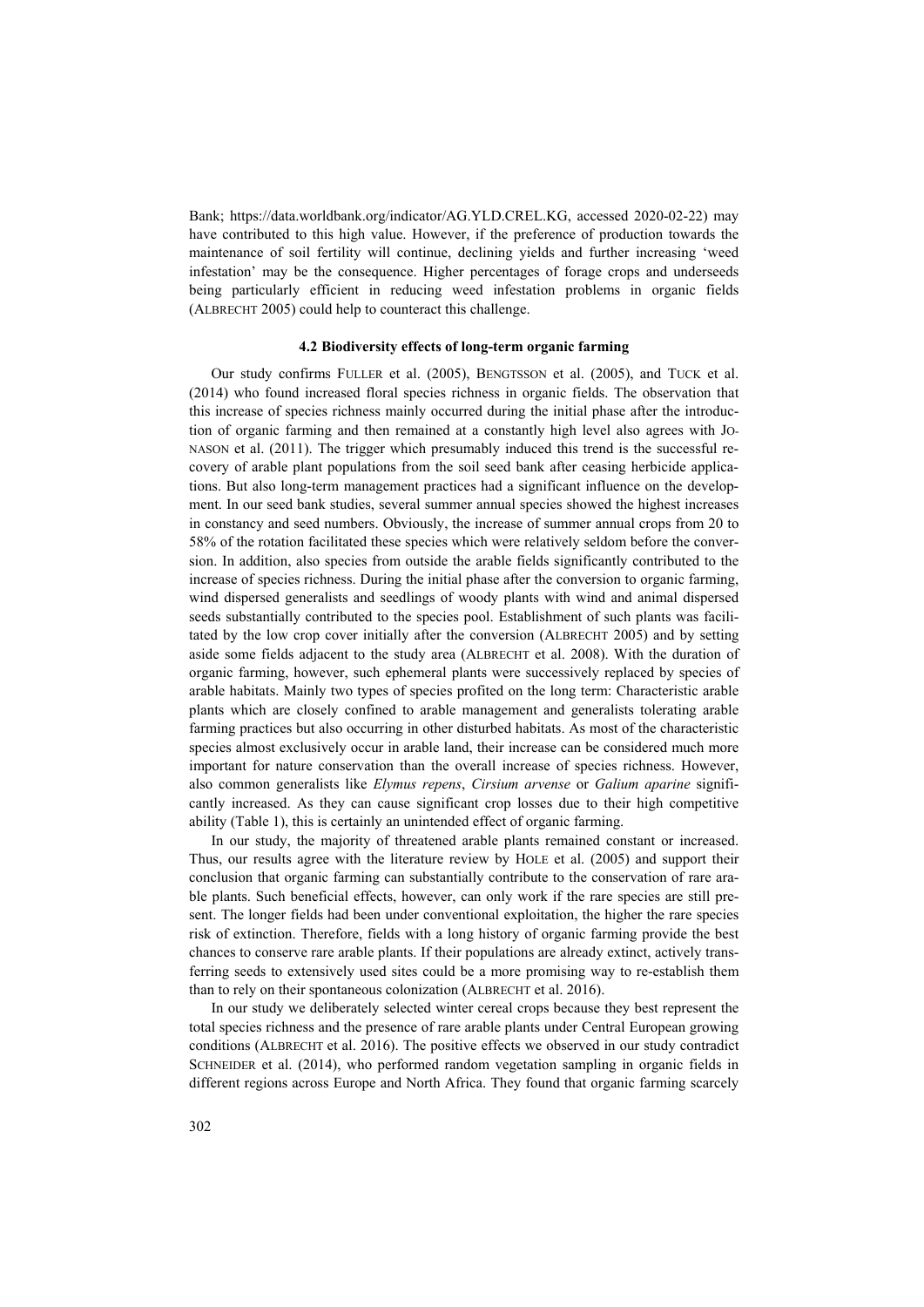Bank; https://data.worldbank.org/indicator/AG.YLD.CREL.KG, accessed 2020-02-22) may have contributed to this high value. However, if the preference of production towards the maintenance of soil fertility will continue, declining yields and further increasing 'weed infestation' may be the consequence. Higher percentages of forage crops and underseeds being particularly efficient in reducing weed infestation problems in organic fields (ALBRECHT 2005) could help to counteract this challenge.

### 4.2 Biodiversity effects of long-term organic farming

Our study confirms FULLER et al. (2005), BENGTSSON et al. (2005), and TUCK et al. (2014) who found increased floral species richness in organic fields. The observation that this increase of species richness mainly occurred during the initial phase after the introduction of organic farming and then remained at a constantly high level also agrees with JONASON et al. (2011). The trigger which presumably induced this trend is the successful recovery of arable plant populations from the soil seed bank after ceasing herbicide applications. But also long-term management practices had a significant influence on the development. In our seed bank studies, several summer annual species showed the highest increases in constancy and seed numbers. Obviously, the increase of summer annual crops from 20 to 58% of the rotation facilitated these species which were relatively seldom before the conversion. In addition, also species from outside the arable fields significantly contributed to the increase of species richness. During the initial phase after the conversion to organic farming, wind dispersed generalists and seedlings of woody plants with wind and animal dispersed seeds substantially contributed to the species pool. Establishment of such plants was facilitated by the low crop cover initially after the conversion (ALBRECHT 2005) and by setting aside some fields adjacent to the study area (ALBRECHT et al. 2008). With the duration of organic farming, however, such ephemeral plants were successively replaced by species of arable habitats. Mainly two types of species profited on the long term: Characteristic arable plants which are closely confined to arable management and generalists tolerating arable farming practices but also occurring in other disturbed habitats. As most of the characteristic species almost exclusively occur in arable land, their increase can be considered much more important for nature conservation than the overall increase of species richness. However, also common generalists like *Elymus repens*, *Cirsium arvense* or *Galium aparine* significantly increased. As they can cause significant crop losses due to their high competitive ability (Table 1), this is certainly an unintended effect of organic farming.

In our study, the majority of threatened arable plants remained constant or increased. Thus, our results agree with the literature review by HOLE et al. (2005) and support their conclusion that organic farming can substantially contribute to the conservation of rare arable plants. Such beneficial effects, however, can only work if the rare species are still present. The longer fields had been under conventional exploitation, the higher the rare species risk of extinction. Therefore, fields with a long history of organic farming provide the best chances to conserve rare arable plants. If their populations are already extinct, actively transferring seeds to extensively used sites could be a more promising way to re-establish them than to rely on their spontaneous colonization (ALBRECHT et al. 2016).

In our study we deliberately selected winter cereal crops because they best represent the total species richness and the presence of rare arable plants under Central European growing conditions (ALBRECHT et al. 2016). The positive effects we observed in our study contradict SCHNEIDER et al. (2014), who performed random vegetation sampling in organic fields in different regions across Europe and North Africa. They found that organic farming scarcely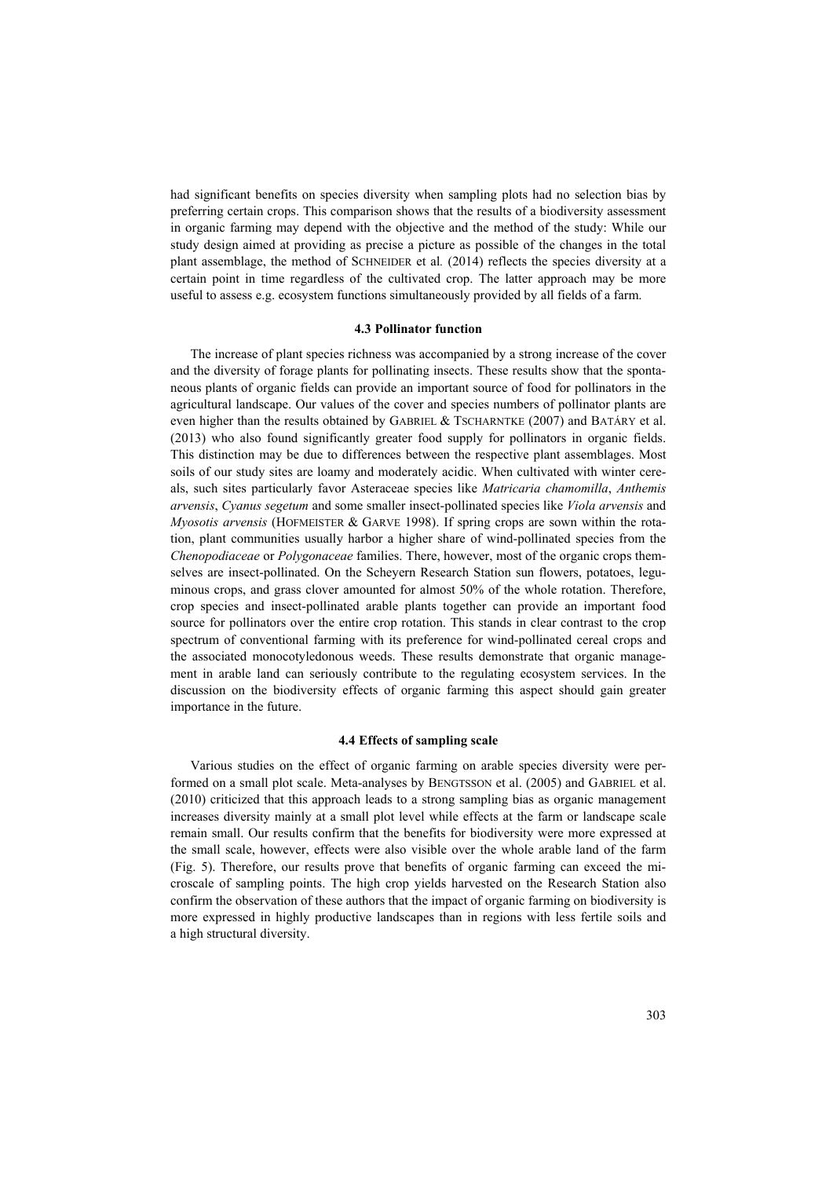had significant benefits on species diversity when sampling plots had no selection bias by preferring certain crops. This comparison shows that the results of a biodiversity assessment in organic farming may depend with the objective and the method of the study: While our study design aimed at providing as precise a picture as possible of the changes in the total plant assemblage, the method of SCHNEIDER et al. (2014) reflects the species diversity at a certain point in time regardless of the cultivated crop. The latter approach may be more useful to assess e.g. ecosystem functions simultaneously provided by all fields of a farm.

### 4.3 Pollinator function

The increase of plant species richness was accompanied by a strong increase of the cover and the diversity of forage plants for pollinating insects. These results show that the spontaneous plants of organic fields can provide an important source of food for pollinators in the agricultural landscape. Our values of the cover and species numbers of pollinator plants are even higher than the results obtained by GABRIEL & TSCHARNTKE (2007) and BATÁRY et al. (2013) who also found significantly greater food supply for pollinators in organic fields. This distinction may be due to differences between the respective plant assemblages. Most soils of our study sites are loamy and moderately acidic. When cultivated with winter cereals, such sites particularly favor Asteraceae species like *Matricaria chamomilla*, *Anthemis arvensis*, *Cyanus segetum* and some smaller insect-pollinated species like *Viola arvensis* and *Myosotis arvensis* (HOFMEISTER & GARVE 1998). If spring crops are sown within the rotation, plant communities usually harbor a higher share of wind-pollinated species from the *Chenopodiaceae* or *Polygonaceae* families. There, however, most of the organic crops themselves are insect-pollinated. On the Scheyern Research Station sun flowers, potatoes, leguminous crops, and grass clover amounted for almost 50% of the whole rotation. Therefore, crop species and insect-pollinated arable plants together can provide an important food source for pollinators over the entire crop rotation. This stands in clear contrast to the crop spectrum of conventional farming with its preference for wind-pollinated cereal crops and the associated monocotyledonous weeds. These results demonstrate that organic management in arable land can seriously contribute to the regulating ecosystem services. In the discussion on the biodiversity effects of organic farming this aspect should gain greater importance in the future.

### 4.4 Effects of sampling scale

Various studies on the effect of organic farming on arable species diversity were performed on a small plot scale. Meta-analyses by BENGTSSON et al. (2005) and GABRIEL et al. (2010) criticized that this approach leads to a strong sampling bias as organic management increases diversity mainly at a small plot level while effects at the farm or landscape scale remain small. Our results confirm that the benefits for biodiversity were more expressed at the small scale, however, effects were also visible over the whole arable land of the farm (Fig. 5). Therefore, our results prove that benefits of organic farming can exceed the microscale of sampling points. The high crop yields harvested on the Research Station also confirm the observation of these authors that the impact of organic farming on biodiversity is more expressed in highly productive landscapes than in regions with less fertile soils and a high structural diversity.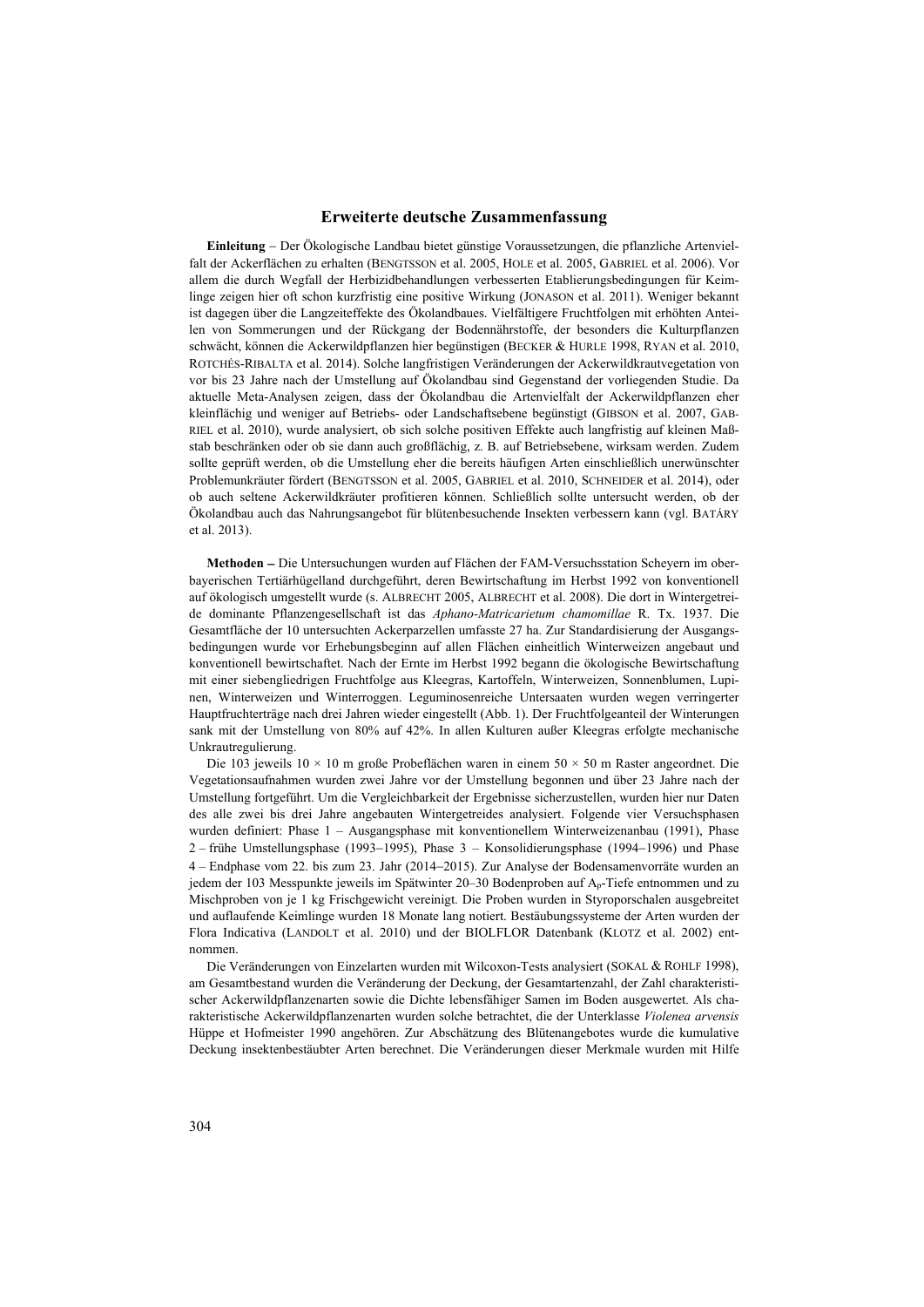## Erweiterte deutsche Zusammenfassung

**Einleitung** – Der Ökologische Landbau bietet günstige Voraussetzungen, die pflanzliche Artenvielfalt der Ackerflächen zu erhalten (BENGTSSON et al. 2005, HOLE et al. 2005, GABRIEL et al. 2006). Vor allem die durch Wegfall der Herbizidbehandlungen verbesserten Etablierungsbedingungen für Keimlinge zeigen hier oft schon kurzfristig eine positive Wirkung (JONASON et al. 2011). Weniger bekannt ist dagegen über die Langzeiteffekte des Ökolandbaues. Vielfältigere Fruchtfolgen mit erhöhten Anteilen von Sommerungen und der Rückgang der Bodennährstoffe, der besonders die Kulturpflanzen schwächt, können die Ackerwildpflanzen hier begünstigen (BECKER & HURLE 1998, RYAN et al. 2010, ROTCHÉS-RIBALTA et al. 2014). Solche langfristigen Veränderungen der Ackerwildkrautvegetation von vor bis 23 Jahre nach der Umstellung auf Ökolandbau sind Gegenstand der vorliegenden Studie. Da aktuelle Meta-Analysen zeigen, dass der Ökolandbau die Artenvielfalt der Ackerwildpflanzen eher kleinflächig und weniger auf Betriebs- oder Landschaftsebene begünstigt (GIBSON et al. 2007, GABRIEL et al. 2010), wurde analysiert, ob sich solche positiven Effekte auch langfristig auf kleinen Maßstab beschränken oder ob sie dann auch großflächig, z. B. auf Betriebsebene, wirksam werden. Zudem sollte geprüft werden, ob die Umstellung eher die bereits häufigen Arten einschließlich unerwünschter Problemunkräuter fördert (BENGTSSON et al. 2005, GABRIEL et al. 2010, SCHNEIDER et al. 2014), oder ob auch seltene Ackerwildkräuter profitieren können. Schließlich sollte untersucht werden, ob der Ökolandbau auch das Nahrungsangebot für blütenbesuchende Insekten verbessern kann (vgl. BATÁRY et al. 2013).

**Methoden –** Die Untersuchungen wurden auf Flächen der FAM-Versuchsstation Scheyern im oberbayerischen Tertiärhügelland durchgeführt, deren Bewirtschaftung im Herbst 1992 von konventionell auf ökologisch umgestellt wurde (s. ALBRECHT 2005, ALBRECHT et al. 2008). Die dort in Wintergetreide dominante Pflanzengesellschaft ist das *Aphano-Matricarietum chamomillae* R. Tx. 1937. Die Gesamtfläche der 10 untersuchten Ackerparzellen umfasste 27 ha. Zur Standardisierung der Ausgangsbedingungen wurde vor Erhebungsbeginn auf allen Flächen einheitlich Winterweizen angebaut und konventionell bewirtschaftet. Nach der Ernte im Herbst 1992 begann die ökologische Bewirtschaftung mit einer siebengliedrigen Fruchtfolge aus Kleegras, Kartoffeln, Winterweizen, Sonnenblumen, Lupinen, Winterweizen und Winterroggen. Leguminosenreiche Untersaaten wurden wegen verringerter Hauptfruchterträge nach drei Jahren wieder eingestellt (Abb. 1). Der Fruchtfolgeanteil der Winterungen sank mit der Umstellung von 80% auf 42%. In allen Kulturen außer Kleegras erfolgte mechanische Unkrautregulierung.

Die 103 jeweils 10 × 10 m große Probeflächen waren in einem 50 × 50 m Raster angeordnet. Die Vegetationsaufnahmen wurden zwei Jahre vor der Umstellung begonnen und über 23 Jahre nach der Umstellung fortgeführt. Um die Vergleichbarkeit der Ergebnisse sicherzustellen, wurden hier nur Daten des alle zwei bis drei Jahre angebauten Wintergetreides analysiert. Folgende vier Versuchsphasen wurden definiert: Phase 1 – Ausgangsphase mit konventionellem Winterweizenanbau (1991), Phase 2 – frühe Umstellungsphase (1993–1995), Phase 3 – Konsolidierungsphase (1994–1996) und Phase 4 – Endphase vom 22. bis zum 23. Jahr (2014–2015). Zur Analyse der Bodensamenvorräte wurden an jedem der 103 Messpunkte jeweils im Spätwinter 20–30 Bodenproben auf $A_p$-Tiefe entnommen und zu Mischproben von je 1 kg Frischgewicht vereinigt. Die Proben wurden in Styroporschalen ausgebreitet und auflaufende Keimlinge wurden 18 Monate lang notiert. Bestäubungssysteme der Arten wurden der Flora Indicativa (LANDOLT et al. 2010) und der BIOLFLOR Datenbank (KLOTZ et al. 2002) entnommen.

Die Veränderungen von Einzelarten wurden mit Wilcoxon-Tests analysiert (SOKAL & ROHLF 1998), am Gesamtbestand wurden die Veränderung der Deckung, der Gesamtartenzahl, der Zahl charakteristischer Ackerwildpflanzenarten sowie die Dichte lebensfähiger Samen im Boden ausgewertet. Als charakteristische Ackerwildpflanzenarten wurden solche betrachtet, die der Unterklasse *Violenea arvensis* Hüppe et Hofmeister 1990 angehören. Zur Abschätzung des Blütenangebotes wurde die kumulative Deckung insektenbestäubter Arten berechnet. Die Veränderungen dieser Merkmale wurden mit Hilfe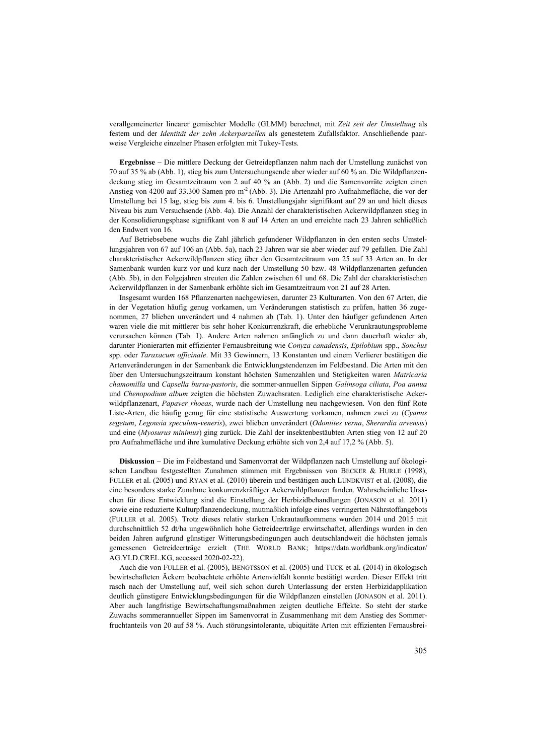verallgemeinerter linearer gemischter Modelle (GLMM) berechnet, mit *Zeit seit der Umstellung* als festem und der *Identität der zehn Ackerparzellen* als genestetem Zufallsfaktor. Anschließende paarweise Vergleiche einzelner Phasen erfolgten mit Tukey-Tests.

**Ergebnisse** – Die mittlere Deckung der Getreidepflanzen nahm nach der Umstellung zunächst von 70 auf 35 % ab (Abb. 1), stieg bis zum Untersuchungsende aber wieder auf 60 % an. Die Wildpflanzendeckung stieg im Gesamtzeitraum von 2 auf 40 % an (Abb. 2) und die Samenvorräte zeigten einen Anstieg von 4200 auf 33.300 Samen pro $m^{-2}$ (Abb. 3). Die Artenzahl pro Aufnahmefläche, die vor der Umstellung bei 15 lag, stieg bis zum 4. bis 6. Umstellungsjahr signifikant auf 29 an und hielt dieses Niveau bis zum Versuchsende (Abb. 4a). Die Anzahl der charakteristischen Ackerwildpflanzen stieg in der Konsolidierungsphase signifikant von 8 auf 14 Arten an und erreichte nach 23 Jahren schließlich den Endwert von 16.

Auf Betriebsebene wuchs die Zahl jährlich gefundener Wildpflanzen in den ersten sechs Umstellungsjahren von 67 auf 106 an (Abb. 5a), nach 23 Jahren war sie aber wieder auf 79 gefallen. Die Zahl charakteristischer Ackerwildpflanzen stieg über den Gesamtzeitraum von 25 auf 33 Arten an. In der Samenbank wurden kurz vor und kurz nach der Umstellung 50 bzw. 48 Wildpflanzenarten gefunden (Abb. 5b), in den Folgejahren streuten die Zahlen zwischen 61 und 68. Die Zahl der charakteristischen Ackerwildpflanzen in der Samenbank erhöhte sich im Gesamtzeitraum von 21 auf 28 Arten.

Insgesamt wurden 168 Pflanzenarten nachgewiesen, darunter 23 Kulturarten. Von den 67 Arten, die in der Vegetation häufig genug vorkamen, um Veränderungen statistisch zu prüfen, hatten 36 zugenommen, 27 blieben unverändert und 4 nahmen ab (Tab. 1). Unter den häufiger gefundenen Arten waren viele die mit mittlerer bis sehr hoher Konkurrenzkraft, die erhebliche Verunkrautungsprobleme verursachen können (Tab. 1). Andere Arten nahmen anfänglich zu und dann dauerhaft wieder ab, darunter Pionierarten mit effizienter Fernausbreitung wie *Conyza canadensis*, *Epilobium* spp., *Sonchus* spp. oder *Taraxacum officinale*. Mit 33 Gewinnern, 13 Konstanten und einem Verlierer bestätigen die Artenveränderungen in der Samenbank die Entwicklungstendenzen im Feldbestand. Die Arten mit den über den Untersuchungszeitraum konstant höchsten Samenzahlen und Stetigkeiten waren *Matricaria chamomilla* und *Capsella bursa-pastoris*, die sommer-annuellen Sippen *Galinsoga ciliata*, *Poa annua* und *Chenopodium album* zeigten die höchsten Zuwachsraten. Lediglich eine charakteristische Ackerwildpflanzenart, *Papaver rhoeas*, wurde nach der Umstellung neu nachgewiesen. Von den fünf Rote Liste-Arten, die häufig genug für eine statistische Auswertung vorkamen, nahmen zwei zu (*Cyanus segetum*, *Legousia speculum-veneris*), zwei blieben unverändert (*Odontites verna*, *Sherardia arvensis*) und eine (*Myosurus minimus*) ging zurück. Die Zahl der insektenbestäubten Arten stieg von 12 auf 20 pro Aufnahmefläche und ihre kumulative Deckung erhöhte sich von 2,4 auf 17,2 % (Abb. 5).

**Diskussion** – Die im Feldbestand und Samenvorrat der Wildpflanzen nach Umstellung auf ökologischen Landbau festgestellten Zunahmen stimmen mit Ergebnissen von BECKER & HURLE (1998), FULLER et al. (2005) und RYAN et al. (2010) überein und bestätigen auch LUNDKVIST et al. (2008), die eine besonders starke Zunahme konkurrenzkräftiger Ackerwildpflanzen fanden. Wahrscheinliche Ursachen für diese Entwicklung sind die Einstellung der Herbizidbehandlungen (JONASON et al. 2011) sowie eine reduzierte Kulturpflanzendeckung, mutmaßlich infolge eines verringerten Nährstoffangebots (FULLER et al. 2005). Trotz dieses relativ starken Unkrautaufkommens wurden 2014 und 2015 mit durchschnittlich 52 dt/ha ungewöhnlich hohe Getreideerträge erwirtschaftet, allerdings wurden in den beiden Jahren aufgrund günstiger Witterungsbedingungen auch deutschlandweit die höchsten jemals gemessenen Getreideerträge erzielt (THE WORLD BANK; https://data.worldbank.org/indicator/AG.YLD.CREL.KG, accessed 2020-02-22).

Auch die von FULLER et al. (2005), BENGTSSON et al. (2005) und TUCK et al. (2014) in ökologisch bewirtschafteten Äckern beobachtete erhöhte Artenvielfalt konnte bestätigt werden. Dieser Effekt tritt rasch nach der Umstellung auf, weil sich schon durch Unterlassung der ersten Herbizidapplikation deutlich günstigere Entwicklungsbedingungen für die Wildpflanzen einstellen (JONASON et al. 2011). Aber auch langfristige Bewirtschaftungsmaßnahmen zeigten deutliche Effekte. So steht der starke Zuwachs sommerannueller Sippen im Samenvorrat in Zusammenhang mit dem Anstieg des Sommerfruchtanteils von 20 auf 58 %. Auch störungsintolerante, ubiquitäte Arten mit effizienten Fernausbrei-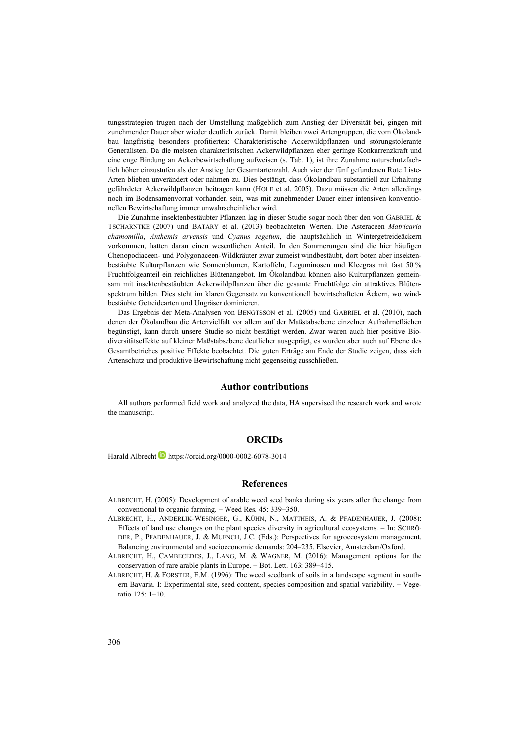tungsstrategien trugen nach der Umstellung maßgeblich zum Anstieg der Diversität bei, gingen mit zunehmender Dauer aber wieder deutlich zurück. Damit bleiben zwei Artengruppen, die vom Ökolandbau langfristig besonders profitierten: Charakteristische Ackerwildpflanzen und störungstolerante Generalisten. Da die meisten charakteristischen Ackerwildpflanzen eher geringe Konkurrenzkraft und eine enge Bindung an Ackerbewirtschaftung aufweisen (s. Tab. 1), ist ihre Zunahme naturschutzfachlich höher einzustufen als der Anstieg der Gesamtartenzahl. Auch vier der fünf gefundenen Rote Liste-Arten blieben unverändert oder nahmen zu. Dies bestätigt, dass Ökolandbau substantiell zur Erhaltung gefährdeter Ackerwildpflanzen beitragen kann (HOLE et al. 2005). Dazu müssen die Arten allerdings noch im Bodensamenvorrat vorhanden sein, was mit zunehmender Dauer einer intensiven konventionellen Bewirtschaftung immer unwahrscheinlicher wird.

Die Zunahme insektenbestäubter Pflanzen lag in dieser Studie sogar noch über den von GABRIEL & TSCHARNTKE (2007) und BATÁRY et al. (2013) beobachteten Werten. Die Asteraceen *Matricaria chamomilla*, *Anthemis arvensis* und *Cyanus segetum*, die hauptsächlich in Wintergetreideäckern vorkommen, hatten daran einen wesentlichen Anteil. In den Sommerungen sind die hier häufigen Chenopodiaceen- und Polygonaceen-Wildkräuter zwar zumeist windbestäubt, dort boten aber insektenbestäubte Kulturpflanzen wie Sonnenblumen, Kartoffeln, Leguminosen und Kleegras mit fast 50 % Fruchtfolgeanteil ein reichliches Blütenangebot. Im Ökolandbau können also Kulturpflanzen gemeinsam mit insektenbestäubten Ackerwildpflanzen über die gesamte Fruchtfolge ein attraktives Blütenspektrum bilden. Dies steht im klaren Gegensatz zu konventionell bewirtschafteten Äckern, wo windbestäubte Getreidearten und Ungräser dominieren.

Das Ergebnis der Meta-Analysen von BENGTSSON et al. (2005) und GABRIEL et al. (2010), nach denen der Ökolandbau die Artenvielfalt vor allem auf der Maßstabsebene einzelner Aufnahmeflächen begünstigt, kann durch unsere Studie so nicht bestätigt werden. Zwar waren auch hier positive Biodiversitätseffekte auf kleiner Maßstabsebene deutlicher ausgeprägt, es wurden aber auch auf Ebene des Gesamtbetriebes positive Effekte beobachtet. Die guten Erträge am Ende der Studie zeigen, dass sich Artenschutz und produktive Bewirtschaftung nicht gegenseitig ausschließen.

## Author contributions

All authors performed field work and analyzed the data, HA supervised the research work and wrote the manuscript.

## ORCIDs

Harald Albrecht https://orcid.org/0000-0002-6078-3014

## References

ALBRECHT, H. (2005): Development of arable weed seed banks during six years after the change from conventional to organic farming. – Weed Res. 45: 339–350.

ALBRECHT, H., ANDERLIK-WESINGER, G., KÜHN, N., MATTHEIS, A. & PFADENHAUER, J. (2008): Effects of land use changes on the plant species diversity in agricultural ecosystems. – In: SCHRÖDER, P., PFADENHAUER, J. & MUENCH, J.C. (Eds.): Perspectives for agroecosystem management. Balancing environmental and socioeconomic demands: 204–235. Elsevier, Amsterdam/Oxford.

ALBRECHT, H., CAMBECÈDES, J., LANG, M. & WAGNER, M. (2016): Management options for the conservation of rare arable plants in Europe. – Bot. Lett. 163: 389–415.

ALBRECHT, H. & FORSTER, E.M. (1996): The weed seedbank of soils in a landscape segment in southern Bavaria. I: Experimental site, seed content, species composition and spatial variability. – Vegetatio 125: 1–10.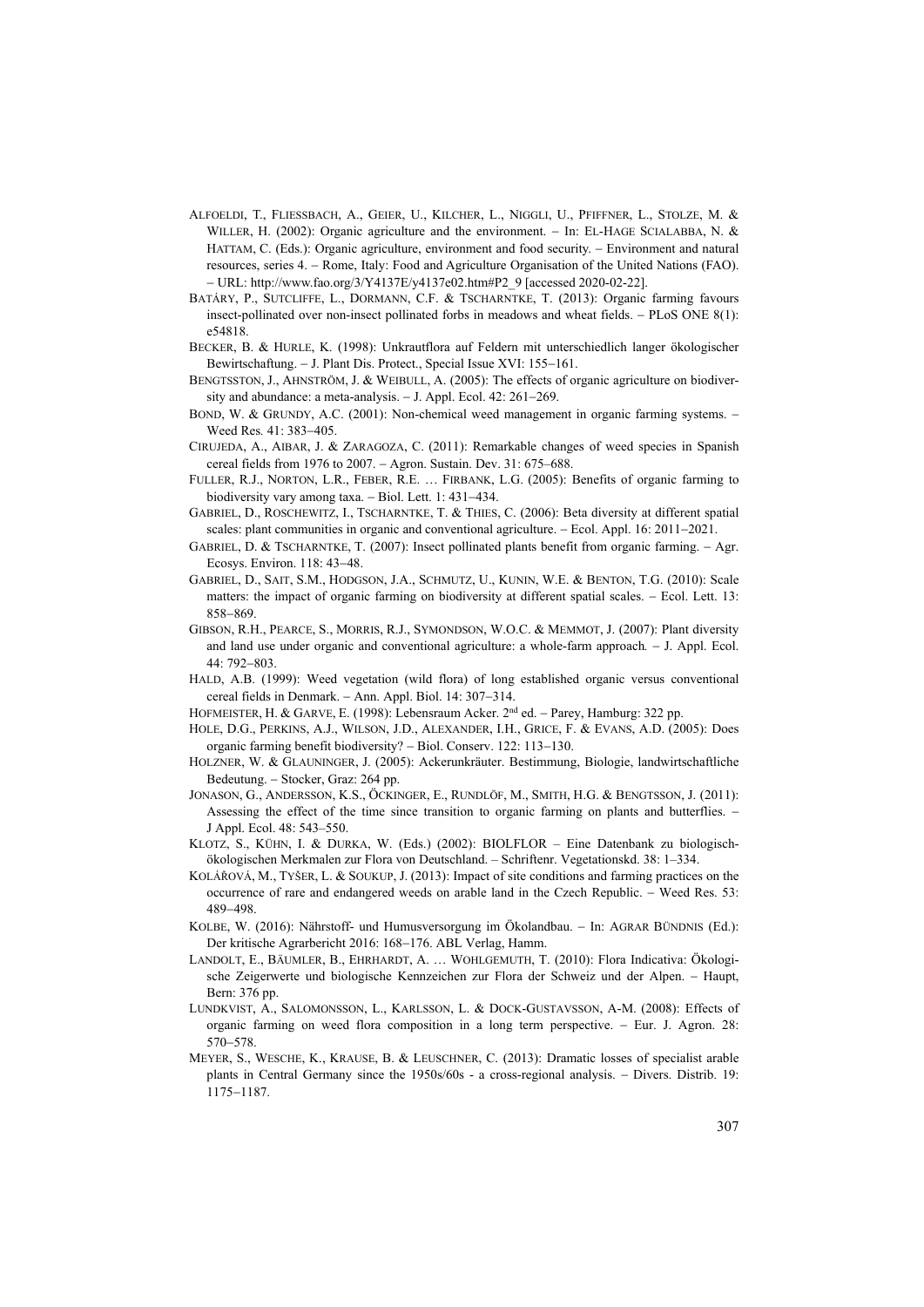Alfoeldi, T., Fliessbach, A., Geier, U., Kilcher, L., Niggli, U., Pfiffner, L., Stolze, M. & Willer, H. (2002): Organic agriculture and the environment. – In: El-Hage Scialabba, N. & Hattam, C. (Eds.): Organic agriculture, environment and food security. – Environment and natural resources, series 4. – Rome, Italy: Food and Agriculture Organisation of the United Nations (FAO). – URL: http://www.fao.org/3/Y4137E/y4137e02.htm#P2_9 [accessed 2020-02-22].

Batáry, P., Sutcliffe, L., Dormann, C.F. & Tscharntke, T. (2013): Organic farming favours insect-pollinated over non-insect pollinated forbs in meadows and wheat fields. – PLoS ONE 8(1): e54818.

Becker, B. & Hurle, K. (1998): Unkrautflora auf Feldern mit unterschiedlich langer ökologischer Bewirtschaftung. – J. Plant Dis. Protect., Special Issue XVI: 155–161.

Bengtsston, J., Ahnström, J. & Weibull, A. (2005): The effects of organic agriculture on biodiversity and abundance: a meta-analysis. – J. Appl. Ecol. 42: 261–269.

Bond, W. & Grundy, A.C. (2001): Non-chemical weed management in organic farming systems. – Weed Res. 41: 383–405.

Cirujeda, A., Aibar, J. & Zaragoza, C. (2011): Remarkable changes of weed species in Spanish cereal fields from 1976 to 2007. – Agron. Sustain. Dev. 31: 675–688.

Fuller, R.J., Norton, L.R., Feber, R.E. … Firbank, L.G. (2005): Benefits of organic farming to biodiversity vary among taxa. – Biol. Lett. 1: 431–434.

Gabriel, D., Roschewitz, I., Tscharntke, T. & Thies, C. (2006): Beta diversity at different spatial scales: plant communities in organic and conventional agriculture. – Ecol. Appl. 16: 2011–2021.

Gabriel, D. & Tscharntke, T. (2007): Insect pollinated plants benefit from organic farming. – Agr. Ecosys. Environ. 118: 43–48.

Gabriel, D., Sait, S.M., Hodgson, J.A., Schmutz, U., Kunin, W.E. & Benton, T.G. (2010): Scale matters: the impact of organic farming on biodiversity at different spatial scales. – Ecol. Lett. 13: 858–869.

Gibson, R.H., Pearce, S., Morris, R.J., Symondson, W.O.C. & Memmot, J. (2007): Plant diversity and land use under organic and conventional agriculture: a whole-farm approach. – J. Appl. Ecol. 44: 792–803.

Hald, A.B. (1999): Weed vegetation (wild flora) of long established organic versus conventional cereal fields in Denmark. – Ann. Appl. Biol. 14: 307–314.

Hofmeister, H. & Garve, E. (1998): Lebensraum Acker. 2nd ed. – Parey, Hamburg: 322 pp.

Hole, D.G., Perkins, A.J., Wilson, J.D., Alexander, I.H., Grice, F. & Evans, A.D. (2005): Does organic farming benefit biodiversity? – Biol. Conserv. 122: 113–130.

Holzner, W. & Glauninger, J. (2005): Ackerunkräuter. Bestimmung, Biologie, landwirtschaftliche Bedeutung. – Stocker, Graz: 264 pp.

Jonason, G., Andersson, K.S., Öckinger, E., Rundlöf, M., Smith, H.G. & Bengtsson, J. (2011): Assessing the effect of the time since transition to organic farming on plants and butterflies. – J Appl. Ecol. 48: 543–550.

Klotz, S., Kühn, I. & Durka, W. (Eds.) (2002): BIOLFLOR – Eine Datenbank zu biologisch-ökologischen Merkmalen zur Flora von Deutschland. – Schriftenr. Vegetationskd. 38: 1–334.

Kolářová, M., Tyšer, L. & Soukup, J. (2013): Impact of site conditions and farming practices on the occurrence of rare and endangered weeds on arable land in the Czech Republic. – Weed Res. 53: 489–498.

Kolbe, W. (2016): Nährstoff- und Humusversorgung im Ökolandbau. – In: Agrar Bündnis (Ed.): Der kritische Agrarbericht 2016: 168–176. ABL Verlag, Hamm.

Landolt, E., Bäumler, B., Ehrhardt, A. … Wohlgemuth, T. (2010): Flora Indicativa: Ökologische Zeigerwerte und biologische Kennzeichen zur Flora der Schweiz und der Alpen. – Haupt, Bern: 376 pp.

Lundkvist, A., Salomonsson, L., Karlsson, L. & Dock-Gustavsson, A-M. (2008): Effects of organic farming on weed flora composition in a long term perspective. – Eur. J. Agron. 28: 570–578.

Meyer, S., Wesche, K., Krause, B. & Leuschner, C. (2013): Dramatic losses of specialist arable plants in Central Germany since the 1950s/60s - a cross-regional analysis. – Divers. Distrib. 19: 1175–1187.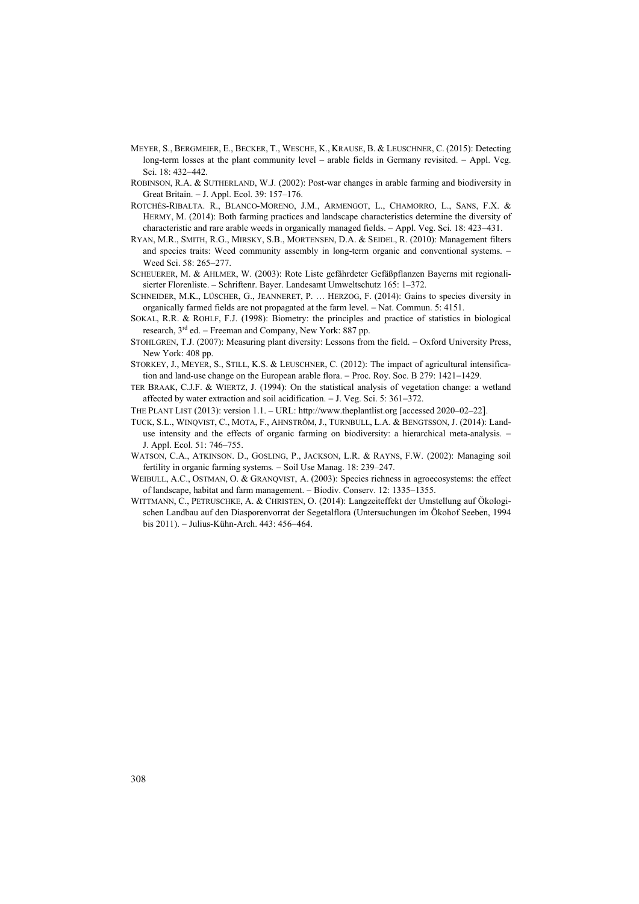MEYER, S., BERGMEIER, E., BECKER, T., WESCHE, K., KRAUSE, B. & LEUSCHNER, C. (2015): Detecting long-term losses at the plant community level – arable fields in Germany revisited. – Appl. Veg. Sci. 18: 432–442.

ROBINSON, R.A. & SUTHERLAND, W.J. (2002): Post-war changes in arable farming and biodiversity in Great Britain. – J. Appl. Ecol. 39: 157–176.

ROTCHÉS-RIBALTA. R., BLANCO-MORENO, J.M., ARMENGOT, L., CHAMORRO, L., SANS, F.X. & HERMY, M. (2014): Both farming practices and landscape characteristics determine the diversity of characteristic and rare arable weeds in organically managed fields. – Appl. Veg. Sci. 18: 423–431.

RYAN, M.R., SMITH, R.G., MIRSKY, S.B., MORTENSEN, D.A. & SEIDEL, R. (2010): Management filters and species traits: Weed community assembly in long-term organic and conventional systems. – Weed Sci. 58: 265–277.

SCHEUERER, M. & AHLMER, W. (2003): Rote Liste gefährdeter Gefäßpflanzen Bayerns mit regionalisierter Florenliste. – Schriftenr. Bayer. Landesamt Umweltschutz 165: 1–372.

SCHNEIDER, M.K., LÜSCHER, G., JEANNERET, P. … HERZOG, F. (2014): Gains to species diversity in organically farmed fields are not propagated at the farm level. – Nat. Commun. 5: 4151.

SOKAL, R.R. & ROHLF, F.J. (1998): Biometry: the principles and practice of statistics in biological research, 3rd ed. – Freeman and Company, New York: 887 pp.

STOHLGREN, T.J. (2007): Measuring plant diversity: Lessons from the field. – Oxford University Press, New York: 408 pp.

STORKEY, J., MEYER, S., STILL, K.S. & LEUSCHNER, C. (2012): The impact of agricultural intensification and land-use change on the European arable flora. – Proc. Roy. Soc. B 279: 1421–1429.

TER BRAAK, C.J.F. & WIERTZ, J. (1994): On the statistical analysis of vegetation change: a wetland affected by water extraction and soil acidification. – J. Veg. Sci. 5: 361–372.

THE PLANT LIST (2013): version 1.1. – URL: http://www.theplantlist.org [accessed 2020–02–22].

TUCK, S.L., WINQVIST, C., MOTA, F., AHNSTRÖM, J., TURNBULL, L.A. & BENGTSSON, J. (2014): Land-use intensity and the effects of organic farming on biodiversity: a hierarchical meta-analysis. – J. Appl. Ecol. 51: 746–755.

WATSON, C.A., ATKINSON. D., GOSLING, P., JACKSON, L.R. & RAYNS, F.W. (2002): Managing soil fertility in organic farming systems. – Soil Use Manag. 18: 239–247.

WEIBULL, A.C., OSTMAN, O. & GRANQVIST, A. (2003): Species richness in agroecosystems: the effect of landscape, habitat and farm management. – Biodiv. Conserv. 12: 1335–1355.

WITTMANN, C., PETRUSCHKE, A. & CHRISTEN, O. (2014): Langzeiteffekt der Umstellung auf Ökologischen Landbau auf den Diasporenvorrat der Segetalflora (Untersuchungen im Ökohof Seeben, 1994 bis 2011). – Julius-Kühn-Arch. 443: 456–464.